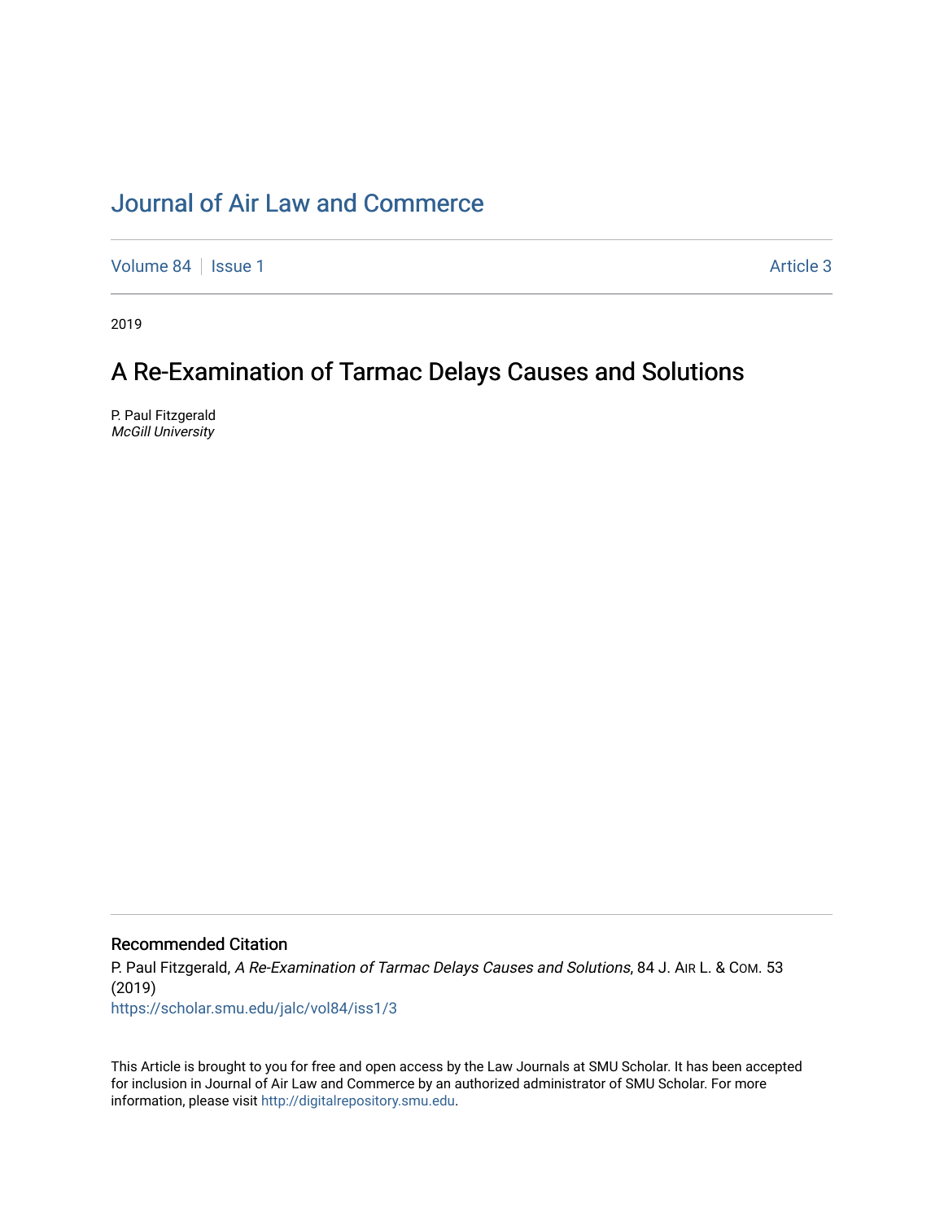# Journal of Air Law and Commerce

Volume 84 | Issue 1 | Article 3

2019

## A Re-Examination of Tarmac Delays Causes and Solutions

P. Paul Fitzgerald
*McGill University*

### Recommended Citation

P. Paul Fitzgerald, *A Re-Examination of Tarmac Delays Causes and Solutions*, 84 J. AIR L. & COM. 53 (2019)
https://scholar.smu.edu/jalc/vol84/iss1/3

This Article is brought to you for free and open access by the Law Journals at SMU Scholar. It has been accepted for inclusion in Journal of Air Law and Commerce by an authorized administrator of SMU Scholar. For more information, please visit http://digitalrepository.smu.edu.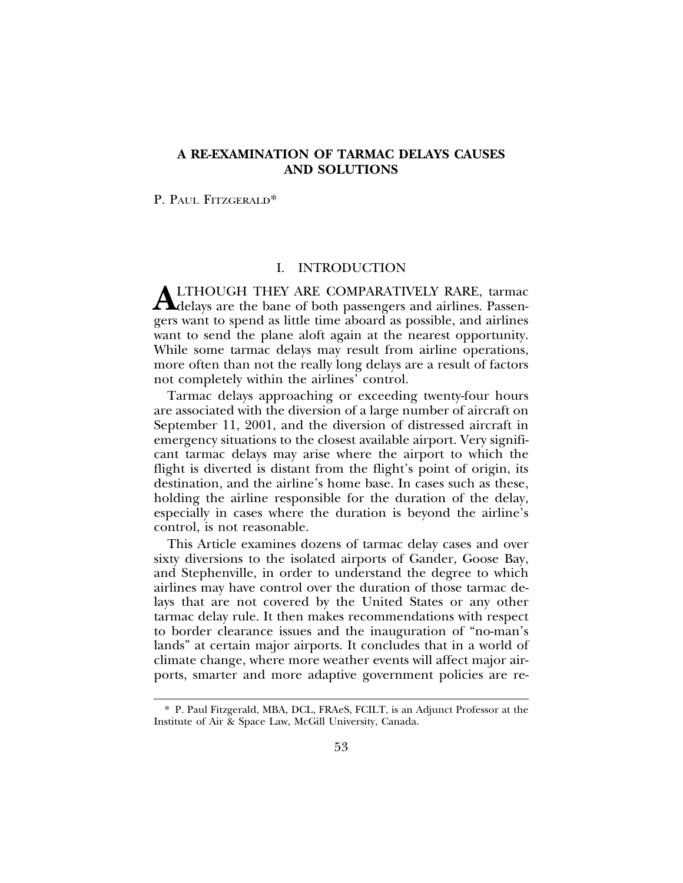# A RE-EXAMINATION OF TARMAC DELAYS CAUSES AND SOLUTIONS

P. Paul Fitzgerald*

## I. INTRODUCTION

ALTHOUGH THEY ARE COMPARATIVELY RARE, tarmac delays are the bane of both passengers and airlines. Passengers want to spend as little time aboard as possible, and airlines want to send the plane aloft again at the nearest opportunity. While some tarmac delays may result from airline operations, more often than not the really long delays are a result of factors not completely within the airlines' control.

Tarmac delays approaching or exceeding twenty-four hours are associated with the diversion of a large number of aircraft on September 11, 2001, and the diversion of distressed aircraft in emergency situations to the closest available airport. Very significant tarmac delays may arise where the airport to which the flight is diverted is distant from the flight's point of origin, its destination, and the airline's home base. In cases such as these, holding the airline responsible for the duration of the delay, especially in cases where the duration is beyond the airline's control, is not reasonable.

This Article examines dozens of tarmac delay cases and over sixty diversions to the isolated airports of Gander, Goose Bay, and Stephenville, in order to understand the degree to which airlines may have control over the duration of those tarmac delays that are not covered by the United States or any other tarmac delay rule. It then makes recommendations with respect to border clearance issues and the inauguration of "no-man's lands" at certain major airports. It concludes that in a world of climate change, where more weather events will affect major airports, smarter and more adaptive government policies are re-

---

\* P. Paul Fitzgerald, MBA, DCL, FRAeS, FCILT, is an Adjunct Professor at the Institute of Air & Space Law, McGill University, Canada.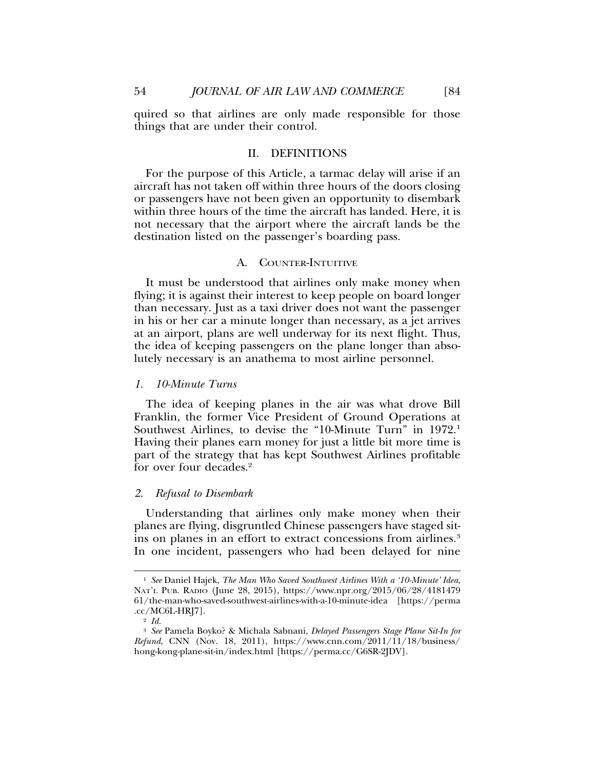quired so that airlines are only made responsible for those things that are under their control.

## II. DEFINITIONS

For the purpose of this Article, a tarmac delay will arise if an aircraft has not taken off within three hours of the doors closing or passengers have not been given an opportunity to disembark within three hours of the time the aircraft has landed. Here, it is not necessary that the airport where the aircraft lands be the destination listed on the passenger's boarding pass.

### A. COUNTER-INTUITIVE

It must be understood that airlines only make money when flying; it is against their interest to keep people on board longer than necessary. Just as a taxi driver does not want the passenger in his or her car a minute longer than necessary, as a jet arrives at an airport, plans are well underway for its next flight. Thus, the idea of keeping passengers on the plane longer than absolutely necessary is an anathema to most airline personnel.

#### *1. 10-Minute Turns*

The idea of keeping planes in the air was what drove Bill Franklin, the former Vice President of Ground Operations at Southwest Airlines, to devise the "10-Minute Turn" in 1972.[1] Having their planes earn money for just a little bit more time is part of the strategy that has kept Southwest Airlines profitable for over four decades.[2]

#### *2. Refusal to Disembark*

Understanding that airlines only make money when their planes are flying, disgruntled Chinese passengers have staged sit-ins on planes in an effort to extract concessions from airlines.[3] In one incident, passengers who had been delayed for nine

---

[1] *See* Daniel Hajek, *The Man Who Saved Southwest Airlines With a '10-Minute' Idea*, NAT'L PUB. RADIO (June 28, 2015), https://www.npr.org/2015/06/28/418147961/the-man-who-saved-southwest-airlines-with-a-10-minute-idea [https://perma.cc/MC6L-HRJ7].

[2] *Id.*

[3] *See* Pamela Boyko? & Michala Sabnani, *Delayed Passengers Stage Plane Sit-In for Refund*, CNN (Nov. 18, 2011), https://www.cnn.com/2011/11/18/business/hong-kong-plane-sit-in/index.html [https://perma.cc/G6SR-2JDV].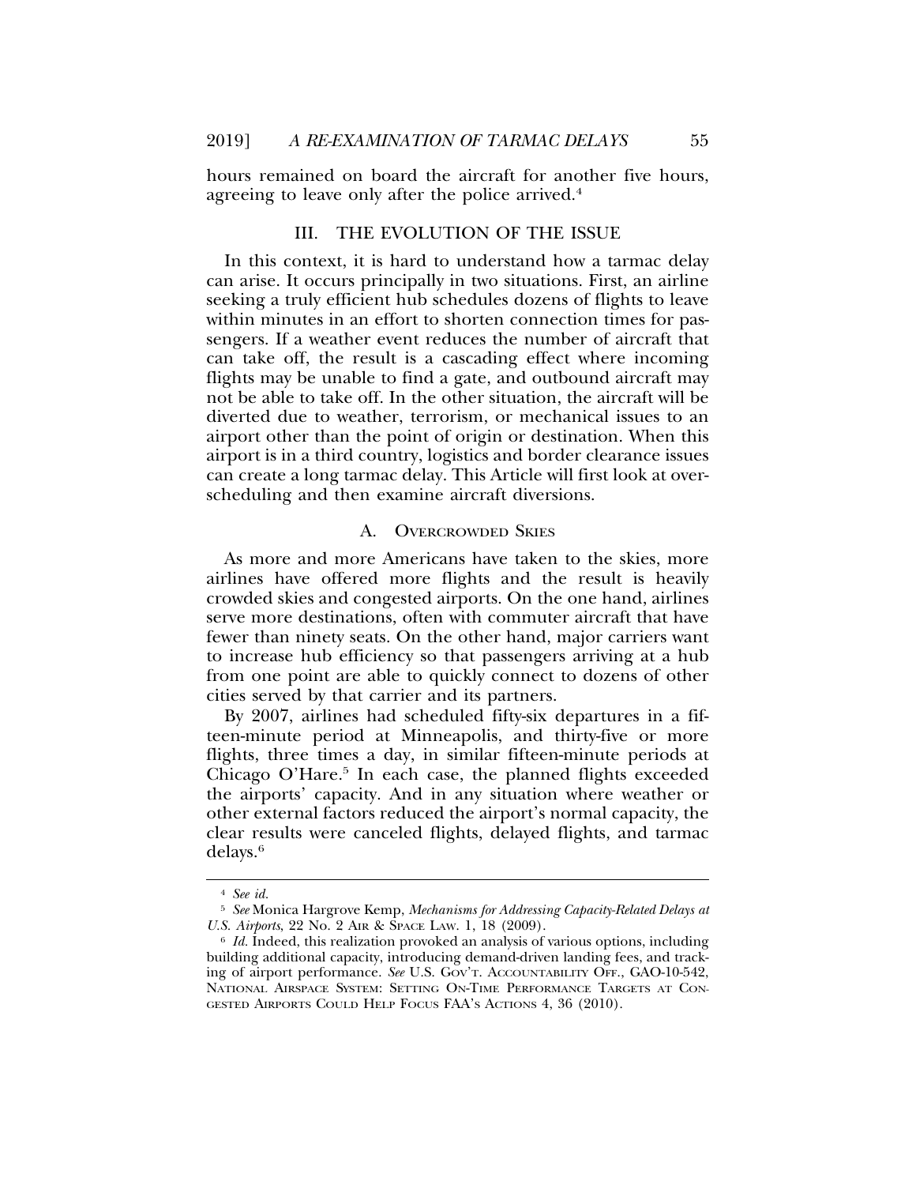hours remained on board the aircraft for another five hours, agreeing to leave only after the police arrived.[4]

## III. THE EVOLUTION OF THE ISSUE

In this context, it is hard to understand how a tarmac delay can arise. It occurs principally in two situations. First, an airline seeking a truly efficient hub schedules dozens of flights to leave within minutes in an effort to shorten connection times for passengers. If a weather event reduces the number of aircraft that can take off, the result is a cascading effect where incoming flights may be unable to find a gate, and outbound aircraft may not be able to take off. In the other situation, the aircraft will be diverted due to weather, terrorism, or mechanical issues to an airport other than the point of origin or destination. When this airport is in a third country, logistics and border clearance issues can create a long tarmac delay. This Article will first look at over-scheduling and then examine aircraft diversions.

### A. OVERCROWDED SKIES

As more and more Americans have taken to the skies, more airlines have offered more flights and the result is heavily crowded skies and congested airports. On the one hand, airlines serve more destinations, often with commuter aircraft that have fewer than ninety seats. On the other hand, major carriers want to increase hub efficiency so that passengers arriving at a hub from one point are able to quickly connect to dozens of other cities served by that carrier and its partners.

By 2007, airlines had scheduled fifty-six departures in a fifteen-minute period at Minneapolis, and thirty-five or more flights, three times a day, in similar fifteen-minute periods at Chicago O'Hare.[5] In each case, the planned flights exceeded the airports' capacity. And in any situation where weather or other external factors reduced the airport's normal capacity, the clear results were canceled flights, delayed flights, and tarmac delays.[6]

---

[4] *See id.*

[5] *See* Monica Hargrove Kemp, *Mechanisms for Addressing Capacity-Related Delays at U.S. Airports*, 22 No. 2 AIR & SPACE LAW. 1, 18 (2009).

[6] *Id.* Indeed, this realization provoked an analysis of various options, including building additional capacity, introducing demand-driven landing fees, and tracking of airport performance. *See* U.S. GOV'T. ACCOUNTABILITY OFF., GAO-10-542, NATIONAL AIRSPACE SYSTEM: SETTING ON-TIME PERFORMANCE TARGETS AT CONGESTED AIRPORTS COULD HELP FOCUS FAA'S ACTIONS 4, 36 (2010).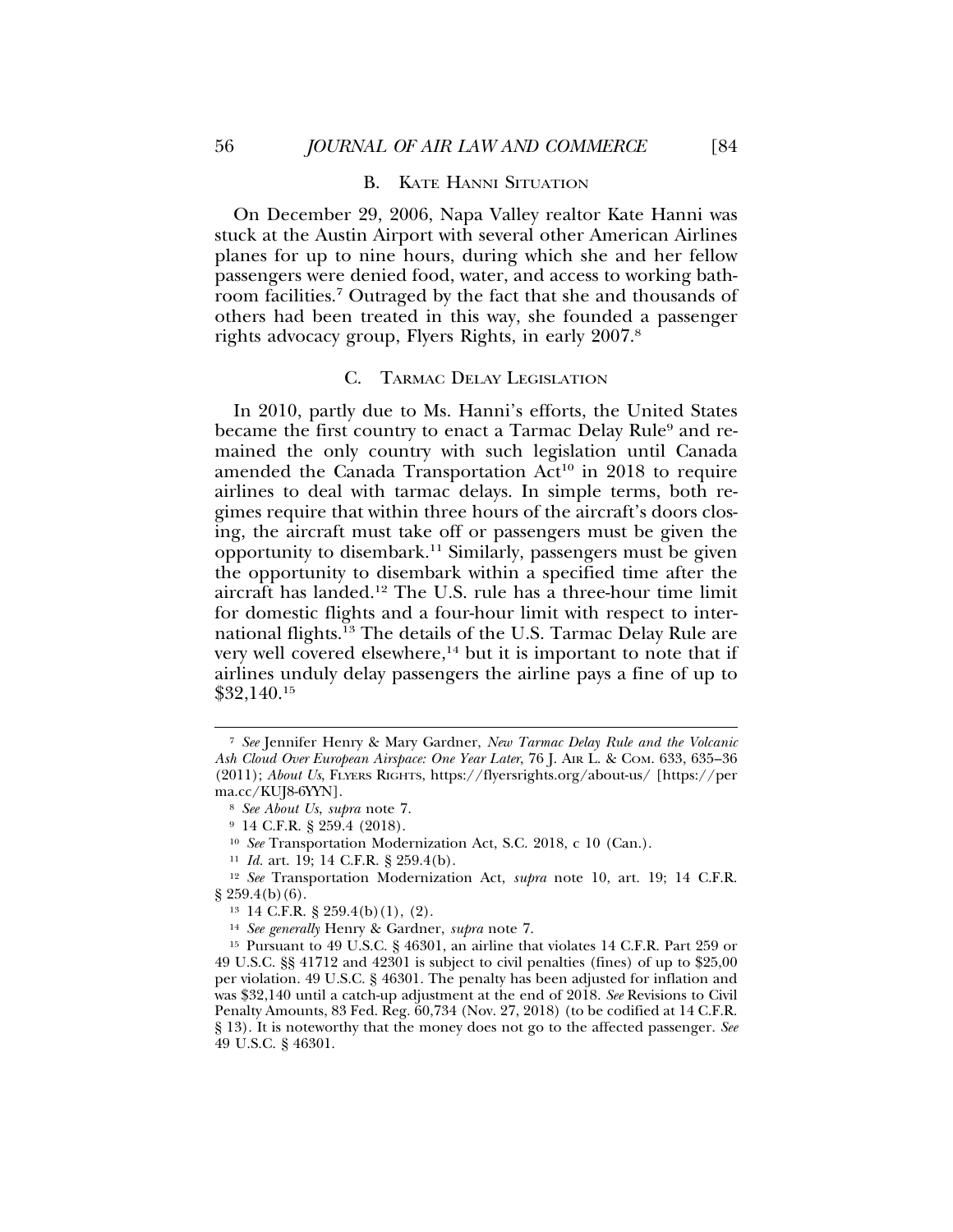### B. KATE HANNI SITUATION

On December 29, 2006, Napa Valley realtor Kate Hanni was stuck at the Austin Airport with several other American Airlines planes for up to nine hours, during which she and her fellow passengers were denied food, water, and access to working bathroom facilities.[7] Outraged by the fact that she and thousands of others had been treated in this way, she founded a passenger rights advocacy group, Flyers Rights, in early 2007.[8]

### C. TARMAC DELAY LEGISLATION

In 2010, partly due to Ms. Hanni's efforts, the United States became the first country to enact a Tarmac Delay Rule[9] and remained the only country with such legislation until Canada amended the Canada Transportation Act[10] in 2018 to require airlines to deal with tarmac delays. In simple terms, both regimes require that within three hours of the aircraft's doors closing, the aircraft must take off or passengers must be given the opportunity to disembark.[11] Similarly, passengers must be given the opportunity to disembark within a specified time after the aircraft has landed.[12] The U.S. rule has a three-hour time limit for domestic flights and a four-hour limit with respect to international flights.[13] The details of the U.S. Tarmac Delay Rule are very well covered elsewhere,[14] but it is important to note that if airlines unduly delay passengers the airline pays a fine of up to $32,140.[15]

---

[7] *See* Jennifer Henry & Mary Gardner, *New Tarmac Delay Rule and the Volcanic Ash Cloud Over European Airspace: One Year Later*, 76 J. AIR L. & COM. 633, 635–36 (2011); *About Us*, FLYERS RIGHTS, https://flyersrights.org/about-us/ [https://perma.cc/KUJ8-6YYN].

[8] *See About Us*, *supra* note 7.

[9] 14 C.F.R. § 259.4 (2018).

[10] *See* Transportation Modernization Act, S.C. 2018, c 10 (Can.).

[11] *Id.* art. 19; 14 C.F.R. § 259.4(b).

[12] *See* Transportation Modernization Act, *supra* note 10, art. 19; 14 C.F.R. § 259.4(b)(6).

[13] 14 C.F.R. § 259.4(b)(1), (2).

[14] *See generally* Henry & Gardner, *supra* note 7.

[15] Pursuant to 49 U.S.C. § 46301, an airline that violates 14 C.F.R. Part 259 or 49 U.S.C. §§ 41712 and 42301 is subject to civil penalties (fines) of up to $25,00 per violation. 49 U.S.C. § 46301. The penalty has been adjusted for inflation and was $32,140 until a catch-up adjustment at the end of 2018. *See* Revisions to Civil Penalty Amounts, 83 Fed. Reg. 60,734 (Nov. 27, 2018) (to be codified at 14 C.F.R. § 13). It is noteworthy that the money does not go to the affected passenger. *See* 49 U.S.C. § 46301.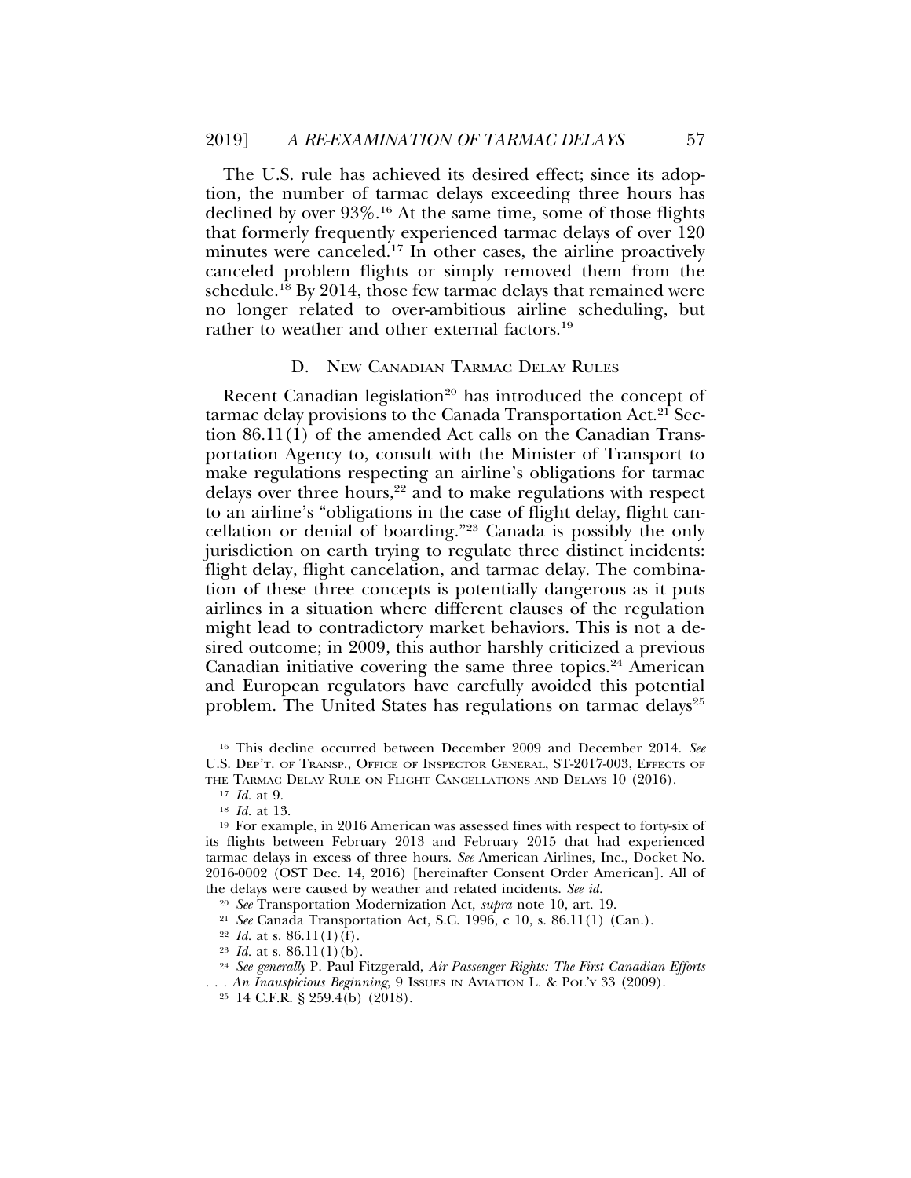The U.S. rule has achieved its desired effect; since its adoption, the number of tarmac delays exceeding three hours has declined by over 93%.[16] At the same time, some of those flights that formerly frequently experienced tarmac delays of over 120 minutes were canceled.[17] In other cases, the airline proactively canceled problem flights or simply removed them from the schedule.[18] By 2014, those few tarmac delays that remained were no longer related to over-ambitious airline scheduling, but rather to weather and other external factors.[19]

### D. New Canadian Tarmac Delay Rules

Recent Canadian legislation[20] has introduced the concept of tarmac delay provisions to the Canada Transportation Act.[21] Section 86.11(1) of the amended Act calls on the Canadian Transportation Agency to, consult with the Minister of Transport to make regulations respecting an airline's obligations for tarmac delays over three hours,[22] and to make regulations with respect to an airline's "obligations in the case of flight delay, flight cancellation or denial of boarding."[23] Canada is possibly the only jurisdiction on earth trying to regulate three distinct incidents: flight delay, flight cancelation, and tarmac delay. The combination of these three concepts is potentially dangerous as it puts airlines in a situation where different clauses of the regulation might lead to contradictory market behaviors. This is not a desired outcome; in 2009, this author harshly criticized a previous Canadian initiative covering the same three topics.[24] American and European regulators have carefully avoided this potential problem. The United States has regulations on tarmac delays[25]

---

[16] This decline occurred between December 2009 and December 2014. *See* U.S. Dep't. of Transp., Office of Inspector General, ST-2017-003, Effects of the Tarmac Delay Rule on Flight Cancellations and Delays 10 (2016).

[17] *Id.* at 9.

[18] *Id.* at 13.

[19] For example, in 2016 American was assessed fines with respect to forty-six of its flights between February 2013 and February 2015 that had experienced tarmac delays in excess of three hours. *See* American Airlines, Inc., Docket No. 2016-0002 (OST Dec. 14, 2016) [hereinafter Consent Order American]. All of the delays were caused by weather and related incidents. *See id.*

[20] *See* Transportation Modernization Act, *supra* note 10, art. 19.

[21] *See* Canada Transportation Act, S.C. 1996, c 10, s. 86.11(1) (Can.).

[22] *Id.* at s. 86.11(1)(f).

[23] *Id.* at s. 86.11(1)(b).

[24] *See generally* P. Paul Fitzgerald, *Air Passenger Rights: The First Canadian Efforts . . . An Inauspicious Beginning*, 9 Issues in Aviation L. & Pol'y 33 (2009).

[25] 14 C.F.R. § 259.4(b) (2018).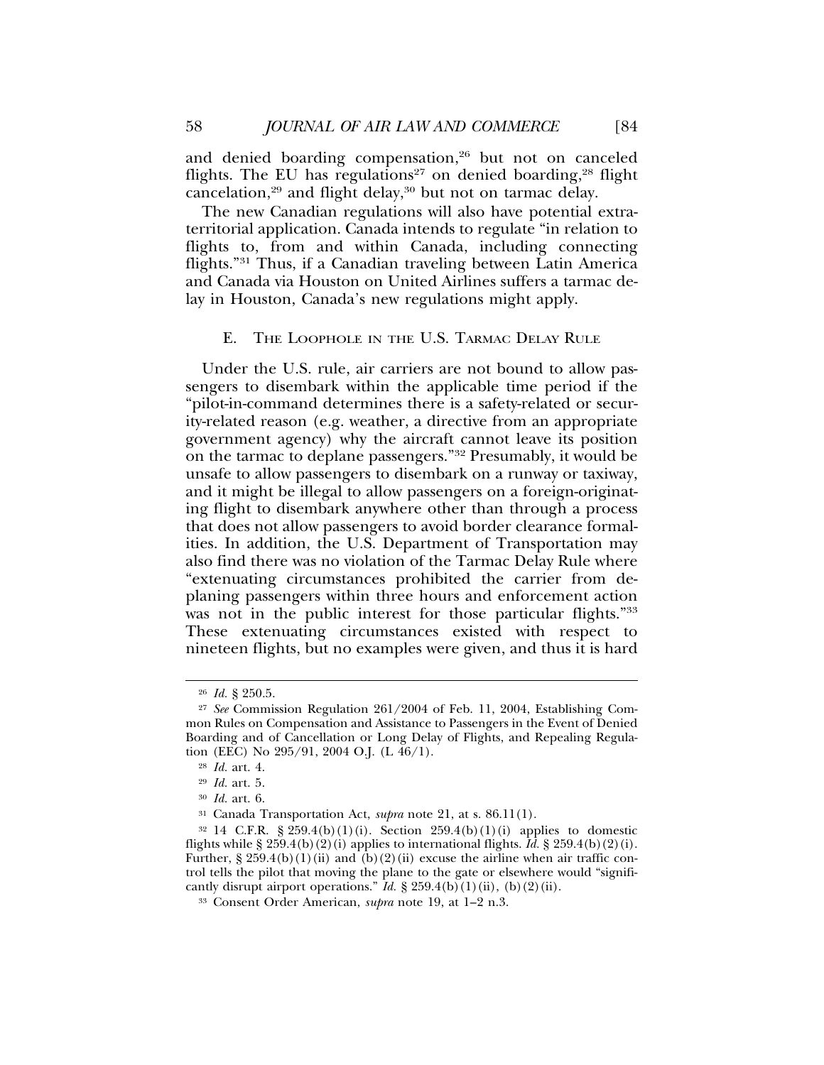and denied boarding compensation,[26] but not on canceled flights. The EU has regulations[27] on denied boarding,[28] flight cancelation,[29] and flight delay,[30] but not on tarmac delay.

The new Canadian regulations will also have potential extraterritorial application. Canada intends to regulate "in relation to flights to, from and within Canada, including connecting flights."[31] Thus, if a Canadian traveling between Latin America and Canada via Houston on United Airlines suffers a tarmac delay in Houston, Canada's new regulations might apply.

### E. The Loophole in the U.S. Tarmac Delay Rule

Under the U.S. rule, air carriers are not bound to allow passengers to disembark within the applicable time period if the "pilot-in-command determines there is a safety-related or security-related reason (e.g. weather, a directive from an appropriate government agency) why the aircraft cannot leave its position on the tarmac to deplane passengers."[32] Presumably, it would be unsafe to allow passengers to disembark on a runway or taxiway, and it might be illegal to allow passengers on a foreign-originating flight to disembark anywhere other than through a process that does not allow passengers to avoid border clearance formalities. In addition, the U.S. Department of Transportation may also find there was no violation of the Tarmac Delay Rule where "extenuating circumstances prohibited the carrier from deplaning passengers within three hours and enforcement action was not in the public interest for those particular flights."[33] These extenuating circumstances existed with respect to nineteen flights, but no examples were given, and thus it is hard

---

[26] *Id.* § 250.5.

[27] *See* Commission Regulation 261/2004 of Feb. 11, 2004, Establishing Common Rules on Compensation and Assistance to Passengers in the Event of Denied Boarding and of Cancellation or Long Delay of Flights, and Repealing Regulation (EEC) No 295/91, 2004 O.J. (L 46/1).

[28] *Id.* art. 4.

[29] *Id.* art. 5.

[30] *Id.* art. 6.

[31] Canada Transportation Act, *supra* note 21, at s. 86.11(1).

[32] 14 C.F.R. § 259.4(b)(1)(i). Section 259.4(b)(1)(i) applies to domestic flights while § 259.4(b)(2)(i) applies to international flights. *Id.* § 259.4(b)(2)(i). Further, § 259.4(b)(1)(ii) and (b)(2)(ii) excuse the airline when air traffic control tells the pilot that moving the plane to the gate or elsewhere would "significantly disrupt airport operations." *Id.* § 259.4(b)(1)(ii), (b)(2)(ii).

[33] Consent Order American, *supra* note 19, at 1–2 n.3.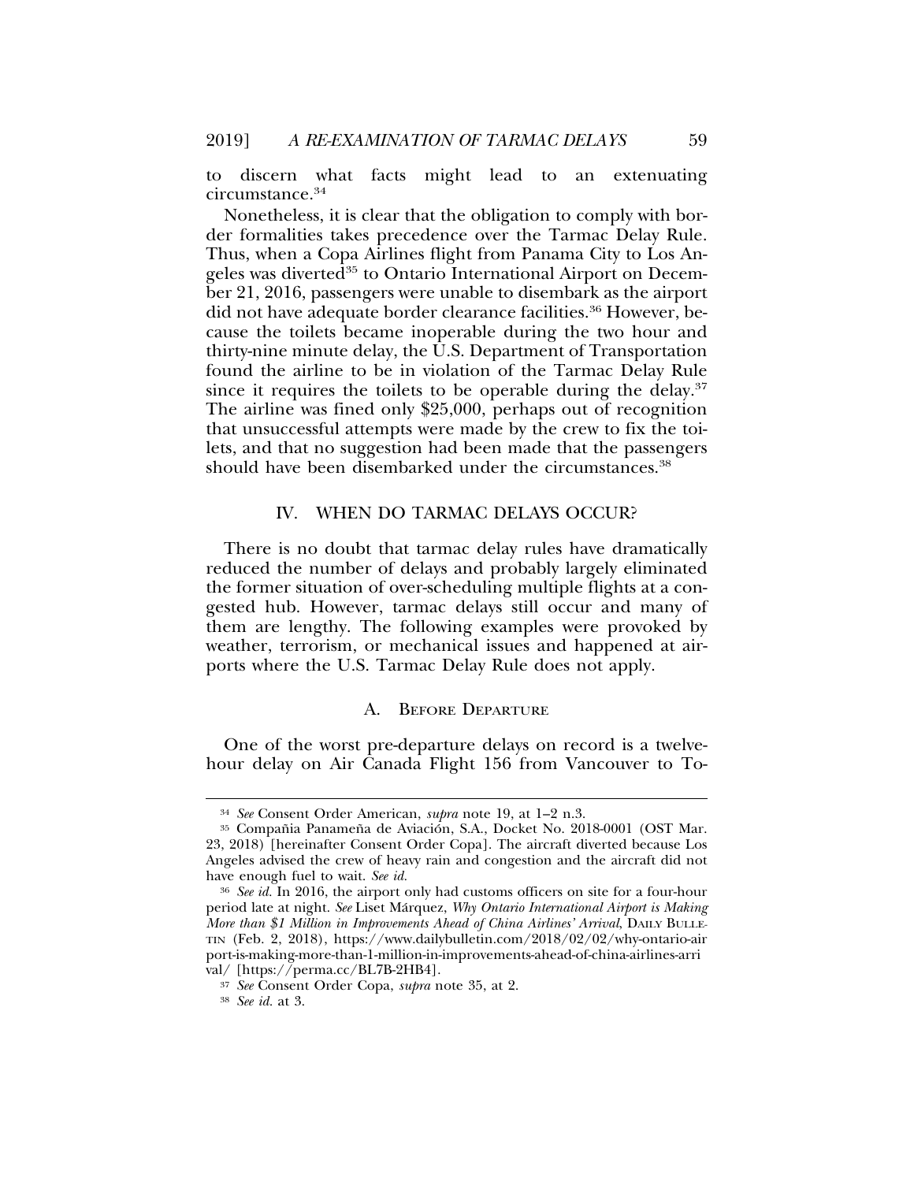to discern what facts might lead to an extenuating circumstance.[34]

Nonetheless, it is clear that the obligation to comply with border formalities takes precedence over the Tarmac Delay Rule. Thus, when a Copa Airlines flight from Panama City to Los Angeles was diverted[35] to Ontario International Airport on December 21, 2016, passengers were unable to disembark as the airport did not have adequate border clearance facilities.[36] However, because the toilets became inoperable during the two hour and thirty-nine minute delay, the U.S. Department of Transportation found the airline to be in violation of the Tarmac Delay Rule since it requires the toilets to be operable during the delay.[37] The airline was fined only $25,000, perhaps out of recognition that unsuccessful attempts were made by the crew to fix the toilets, and that no suggestion had been made that the passengers should have been disembarked under the circumstances.[38]

## IV. WHEN DO TARMAC DELAYS OCCUR?

There is no doubt that tarmac delay rules have dramatically reduced the number of delays and probably largely eliminated the former situation of over-scheduling multiple flights at a congested hub. However, tarmac delays still occur and many of them are lengthy. The following examples were provoked by weather, terrorism, or mechanical issues and happened at airports where the U.S. Tarmac Delay Rule does not apply.

### A. Before Departure

One of the worst pre-departure delays on record is a twelve-hour delay on Air Canada Flight 156 from Vancouver to To-

---

[34] *See* Consent Order American, *supra* note 19, at 1–2 n.3.

[35] Compañia Panameña de Aviación, S.A., Docket No. 2018-0001 (OST Mar. 23, 2018) [hereinafter Consent Order Copa]. The aircraft diverted because Los Angeles advised the crew of heavy rain and congestion and the aircraft did not have enough fuel to wait. *See id.*

[36] *See id.* In 2016, the airport only had customs officers on site for a four-hour period late at night. *See* Liset Márquez, *Why Ontario International Airport is Making More than $1 Million in Improvements Ahead of China Airlines' Arrival*, DAILY BULLETIN (Feb. 2, 2018), https://www.dailybulletin.com/2018/02/02/why-ontario-airport-is-making-more-than-1-million-in-improvements-ahead-of-china-airlines-arrival/ [https://perma.cc/BL7B-2HB4].

[37] *See* Consent Order Copa, *supra* note 35, at 2.

[38] *See id.* at 3.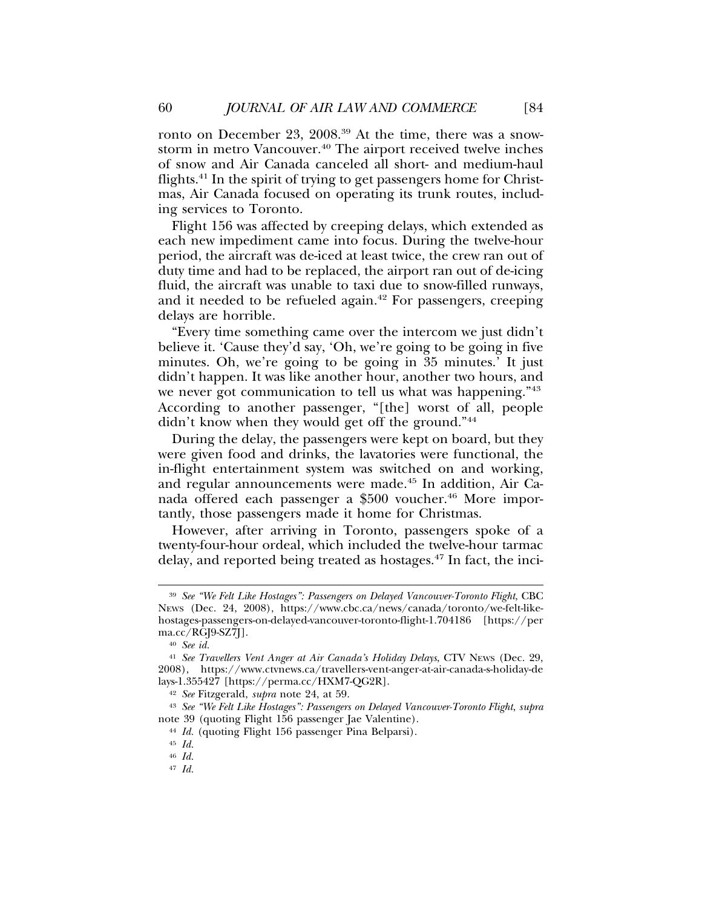ronto on December 23, 2008.[39] At the time, there was a snowstorm in metro Vancouver.[40] The airport received twelve inches of snow and Air Canada canceled all short- and medium-haul flights.[41] In the spirit of trying to get passengers home for Christmas, Air Canada focused on operating its trunk routes, including services to Toronto.

Flight 156 was affected by creeping delays, which extended as each new impediment came into focus. During the twelve-hour period, the aircraft was de-iced at least twice, the crew ran out of duty time and had to be replaced, the airport ran out of de-icing fluid, the aircraft was unable to taxi due to snow-filled runways, and it needed to be refueled again.[42] For passengers, creeping delays are horrible.

"Every time something came over the intercom we just didn't believe it. 'Cause they'd say, 'Oh, we're going to be going in five minutes. Oh, we're going to be going in 35 minutes.' It just didn't happen. It was like another hour, another two hours, and we never got communication to tell us what was happening."[43] According to another passenger, "[the] worst of all, people didn't know when they would get off the ground."[44]

During the delay, the passengers were kept on board, but they were given food and drinks, the lavatories were functional, the in-flight entertainment system was switched on and working, and regular announcements were made.[45] In addition, Air Canada offered each passenger a $500 voucher.[46] More importantly, those passengers made it home for Christmas.

However, after arriving in Toronto, passengers spoke of a twenty-four-hour ordeal, which included the twelve-hour tarmac delay, and reported being treated as hostages.[47] In fact, the inci-

---

[39] *See "We Felt Like Hostages": Passengers on Delayed Vancouver-Toronto Flight*, CBC NEWS (Dec. 24, 2008), https://www.cbc.ca/news/canada/toronto/we-felt-like-hostages-passengers-on-delayed-vancouver-toronto-flight-1.704186 [https://perma.cc/RGJ9-SZ7J].

[40] *See id.*

[41] *See Travellers Vent Anger at Air Canada's Holiday Delays*, CTV NEWS (Dec. 29, 2008), https://www.ctvnews.ca/travellers-vent-anger-at-air-canada-s-holiday-delays-1.355427 [https://perma.cc/HXM7-QG2R].

[42] *See* Fitzgerald, *supra* note 24, at 59.

[43] *See "We Felt Like Hostages": Passengers on Delayed Vancouver-Toronto Flight*, *supra* note 39 (quoting Flight 156 passenger Jae Valentine).

[44] *Id.* (quoting Flight 156 passenger Pina Belparsi).

[45] *Id.*

[46] *Id.*

[47] *Id.*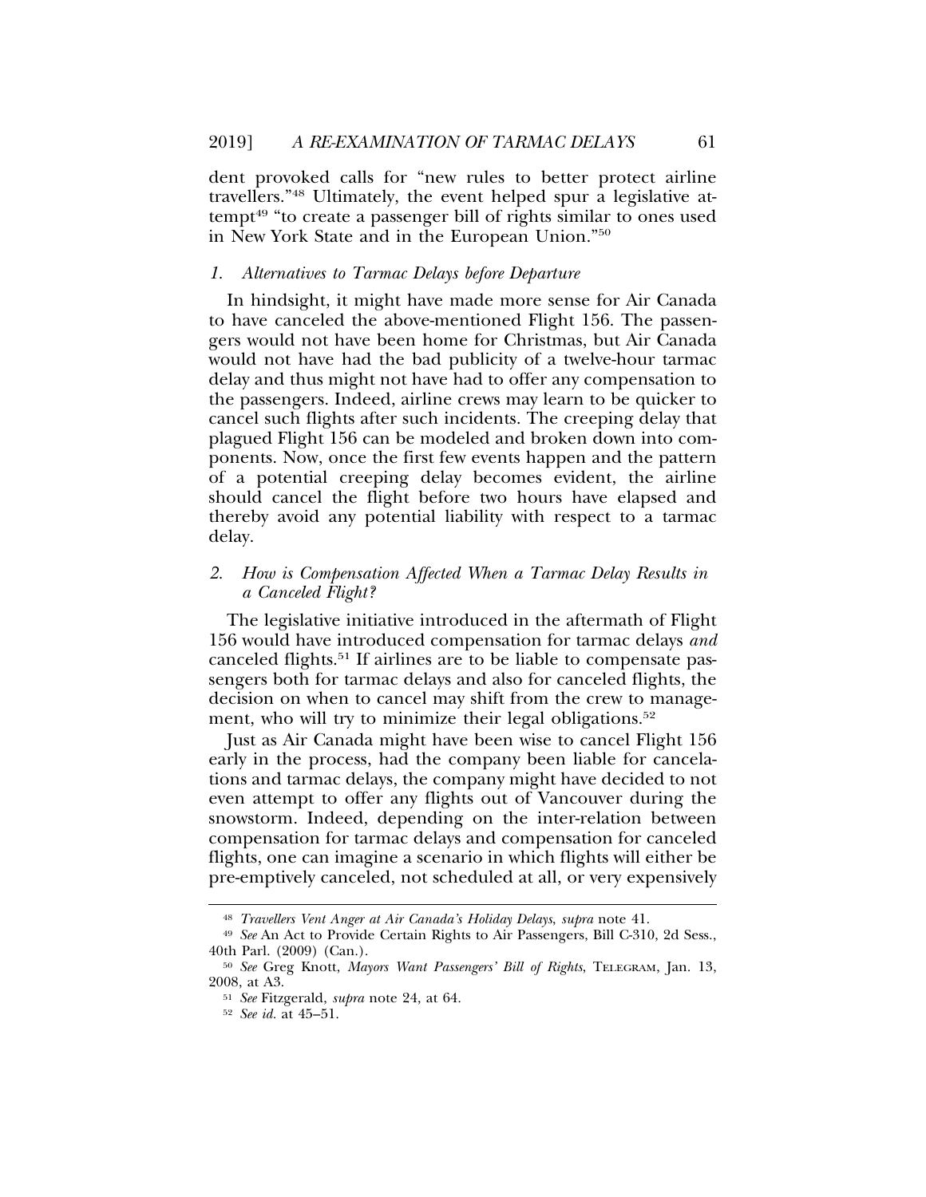dent provoked calls for "new rules to better protect airline travellers."[48] Ultimately, the event helped spur a legislative attempt[49] "to create a passenger bill of rights similar to ones used in New York State and in the European Union."[50]

### *1. Alternatives to Tarmac Delays before Departure*

In hindsight, it might have made more sense for Air Canada to have canceled the above-mentioned Flight 156. The passengers would not have been home for Christmas, but Air Canada would not have had the bad publicity of a twelve-hour tarmac delay and thus might not have had to offer any compensation to the passengers. Indeed, airline crews may learn to be quicker to cancel such flights after such incidents. The creeping delay that plagued Flight 156 can be modeled and broken down into components. Now, once the first few events happen and the pattern of a potential creeping delay becomes evident, the airline should cancel the flight before two hours have elapsed and thereby avoid any potential liability with respect to a tarmac delay.

### *2. How is Compensation Affected When a Tarmac Delay Results in a Canceled Flight?*

The legislative initiative introduced in the aftermath of Flight 156 would have introduced compensation for tarmac delays *and* canceled flights.[51] If airlines are to be liable to compensate passengers both for tarmac delays and also for canceled flights, the decision on when to cancel may shift from the crew to management, who will try to minimize their legal obligations.[52]

Just as Air Canada might have been wise to cancel Flight 156 early in the process, had the company been liable for cancelations and tarmac delays, the company might have decided to not even attempt to offer any flights out of Vancouver during the snowstorm. Indeed, depending on the inter-relation between compensation for tarmac delays and compensation for canceled flights, one can imagine a scenario in which flights will either be pre-emptively canceled, not scheduled at all, or very expensively

---

[48] *Travellers Vent Anger at Air Canada's Holiday Delays*, *supra* note 41.

[49] *See* An Act to Provide Certain Rights to Air Passengers, Bill C-310, 2d Sess., 40th Parl. (2009) (Can.).

[50] *See* Greg Knott, *Mayors Want Passengers' Bill of Rights*, TELEGRAM, Jan. 13, 2008, at A3.

[51] *See* Fitzgerald, *supra* note 24, at 64.

[52] *See id.* at 45–51.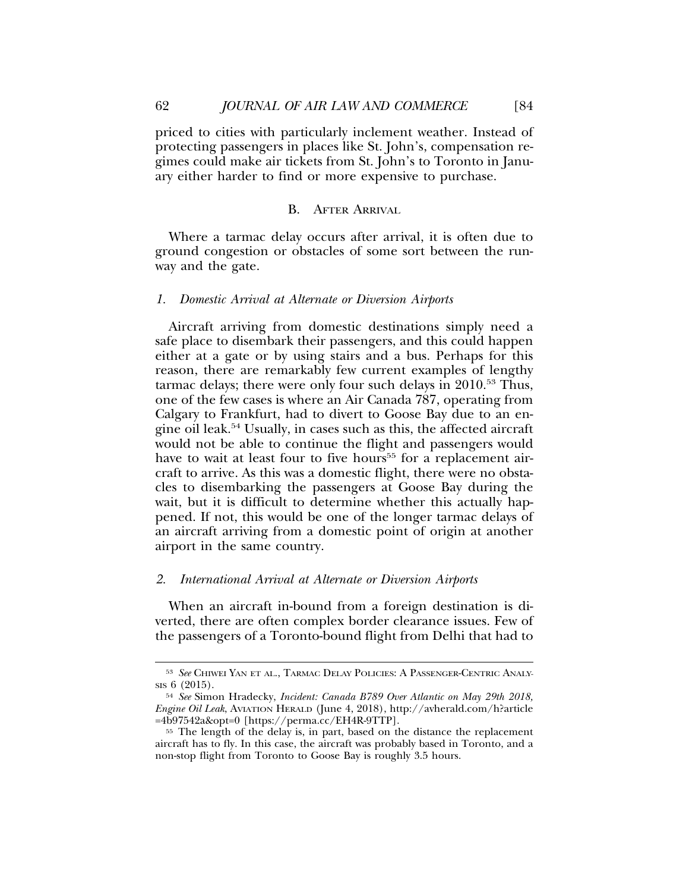priced to cities with particularly inclement weather. Instead of protecting passengers in places like St. John's, compensation regimes could make air tickets from St. John's to Toronto in January either harder to find or more expensive to purchase.

### B. After Arrival

Where a tarmac delay occurs after arrival, it is often due to ground congestion or obstacles of some sort between the runway and the gate.

#### *1. Domestic Arrival at Alternate or Diversion Airports*

Aircraft arriving from domestic destinations simply need a safe place to disembark their passengers, and this could happen either at a gate or by using stairs and a bus. Perhaps for this reason, there are remarkably few current examples of lengthy tarmac delays; there were only four such delays in 2010.[53] Thus, one of the few cases is where an Air Canada 787, operating from Calgary to Frankfurt, had to divert to Goose Bay due to an engine oil leak.[54] Usually, in cases such as this, the affected aircraft would not be able to continue the flight and passengers would have to wait at least four to five hours[55] for a replacement aircraft to arrive. As this was a domestic flight, there were no obstacles to disembarking the passengers at Goose Bay during the wait, but it is difficult to determine whether this actually happened. If not, this would be one of the longer tarmac delays of an aircraft arriving from a domestic point of origin at another airport in the same country.

#### *2. International Arrival at Alternate or Diversion Airports*

When an aircraft in-bound from a foreign destination is diverted, there are often complex border clearance issues. Few of the passengers of a Toronto-bound flight from Delhi that had to

---

[53] *See* Chiwei Yan et al., Tarmac Delay Policies: A Passenger-Centric Analysis 6 (2015).

[54] *See* Simon Hradecky, *Incident: Canada B789 Over Atlantic on May 29th 2018, Engine Oil Leak*, Aviation Herald (June 4, 2018), http://avherald.com/h?article=4b97542a&opt=0 [https://perma.cc/EH4R-9TTP].

[55] The length of the delay is, in part, based on the distance the replacement aircraft has to fly. In this case, the aircraft was probably based in Toronto, and a non-stop flight from Toronto to Goose Bay is roughly 3.5 hours.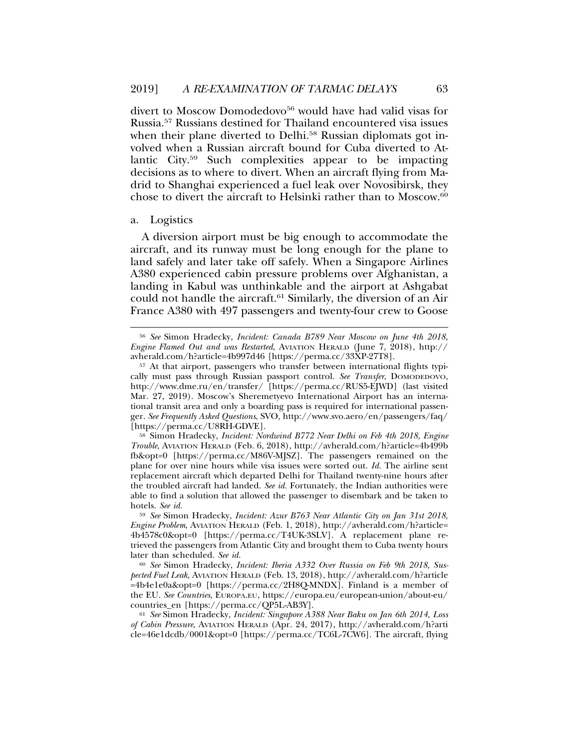divert to Moscow Domodedovo[56] would have had valid visas for Russia.[57] Russians destined for Thailand encountered visa issues when their plane diverted to Delhi.[58] Russian diplomats got involved when a Russian aircraft bound for Cuba diverted to Atlantic City.[59] Such complexities appear to be impacting decisions as to where to divert. When an aircraft flying from Madrid to Shanghai experienced a fuel leak over Novosibirsk, they chose to divert the aircraft to Helsinki rather than to Moscow.[60]

a. Logistics

A diversion airport must be big enough to accommodate the aircraft, and its runway must be long enough for the plane to land safely and later take off safely. When a Singapore Airlines A380 experienced cabin pressure problems over Afghanistan, a landing in Kabul was unthinkable and the airport at Ashgabat could not handle the aircraft.[61] Similarly, the diversion of an Air France A380 with 497 passengers and twenty-four crew to Goose

---

[56] *See* Simon Hradecky, *Incident: Canada B789 Near Moscow on June 4th 2018, Engine Flamed Out and was Restarted*, AVIATION HERALD (June 7, 2018), http://avherald.com/h?article=4b997d46 [https://perma.cc/33XP-27T8].

[57] At that airport, passengers who transfer between international flights typically must pass through Russian passport control. *See Transfer*, DOMODEDOVO, http://www.dme.ru/en/transfer/ [https://perma.cc/RUS5-EJWD] (last visited Mar. 27, 2019). Moscow's Sheremetyevo International Airport has an international transit area and only a boarding pass is required for international passenger. *See Frequently Asked Questions*, SVO, http://www.svo.aero/en/passengers/faq/ [https://perma.cc/U8RH-GDVE].

[58] Simon Hradecky, *Incident: Nordwind B772 Near Delhi on Feb 4th 2018, Engine Trouble*, AVIATION HERALD (Feb. 6, 2018), http://avherald.com/h?article=4b499bfb&opt=0 [https://perma.cc/M86V-MJSZ]. The passengers remained on the plane for over nine hours while visa issues were sorted out. *Id.* The airline sent replacement aircraft which departed Delhi for Thailand twenty-nine hours after the troubled aircraft had landed. *See id.* Fortunately, the Indian authorities were able to find a solution that allowed the passenger to disembark and be taken to hotels. *See id.*

[59] *See* Simon Hradecky, *Incident: Azur B763 Near Atlantic City on Jan 31st 2018, Engine Problem*, AVIATION HERALD (Feb. 1, 2018), http://avherald.com/h?article=4b4578c0&opt=0 [https://perma.cc/T4UK-3SLV]. A replacement plane retrieved the passengers from Atlantic City and brought them to Cuba twenty hours later than scheduled. *See id.*

[60] *See* Simon Hradecky, *Incident: Iberia A332 Over Russia on Feb 9th 2018, Suspected Fuel Leak*, AVIATION HERALD (Feb. 13, 2018), http://avherald.com/h?article=4b4e1e0a&opt=0 [https://perma.cc/2H8Q-MNDX]. Finland is a member of the EU. *See Countries*, EUROPA.EU, https://europa.eu/european-union/about-eu/countries_en [https://perma.cc/QP5L-AB3Y].

[61] *See* Simon Hradecky, *Incident: Singapore A388 Near Baku on Jan 6th 2014, Loss of Cabin Pressure*, AVIATION HERALD (Apr. 24, 2017), http://avherald.com/h?article=46e1dcdb/0001&opt=0 [https://perma.cc/TC6L-7CW6]. The aircraft, flying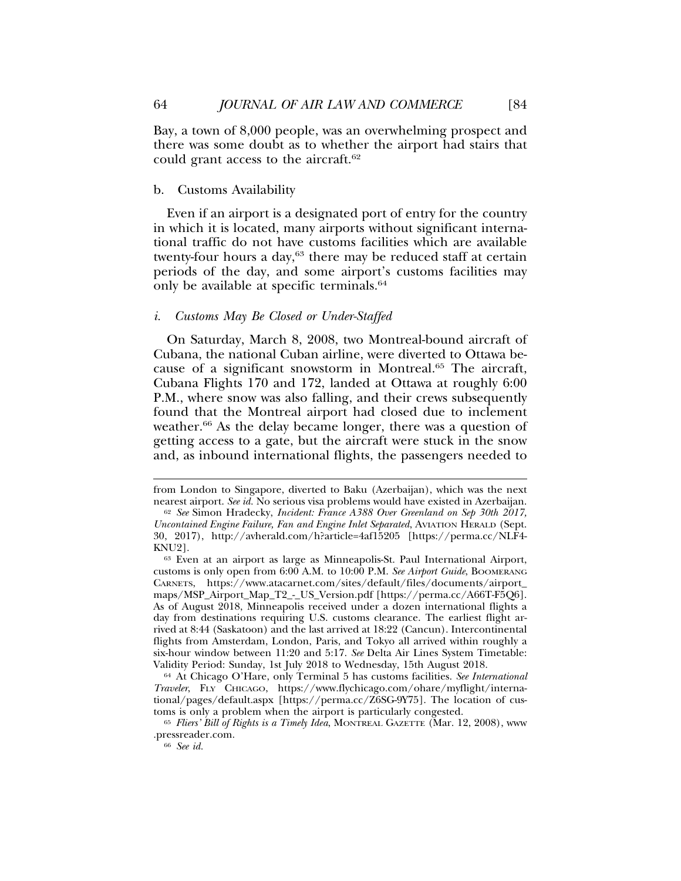Bay, a town of 8,000 people, was an overwhelming prospect and there was some doubt as to whether the airport had stairs that could grant access to the aircraft.[62]

b. Customs Availability

Even if an airport is a designated port of entry for the country in which it is located, many airports without significant international traffic do not have customs facilities which are available twenty-four hours a day,[63] there may be reduced staff at certain periods of the day, and some airport's customs facilities may only be available at specific terminals.[64]

*i. Customs May Be Closed or Under-Staffed*

On Saturday, March 8, 2008, two Montreal-bound aircraft of Cubana, the national Cuban airline, were diverted to Ottawa because of a significant snowstorm in Montreal.[65] The aircraft, Cubana Flights 170 and 172, landed at Ottawa at roughly 6:00 P.M., where snow was also falling, and their crews subsequently found that the Montreal airport had closed due to inclement weather.[66] As the delay became longer, there was a question of getting access to a gate, but the aircraft were stuck in the snow and, as inbound international flights, the passengers needed to

---

from London to Singapore, diverted to Baku (Azerbaijan), which was the next nearest airport. *See id.* No serious visa problems would have existed in Azerbaijan.

[62] *See* Simon Hradecky, *Incident: France A388 Over Greenland on Sep 30th 2017, Uncontained Engine Failure, Fan and Engine Inlet Separated*, AVIATION HERALD (Sept. 30, 2017), http://avherald.com/h?article=4af15205 [https://perma.cc/NLF4-KNU2].

[63] Even at an airport as large as Minneapolis-St. Paul International Airport, customs is only open from 6:00 A.M. to 10:00 P.M. *See Airport Guide*, BOOMERANG CARNETS, https://www.atacarnet.com/sites/default/files/documents/airport_maps/MSP_Airport_Map_T2_-_US_Version.pdf [https://perma.cc/A66T-F5Q6]. As of August 2018, Minneapolis received under a dozen international flights a day from destinations requiring U.S. customs clearance. The earliest flight arrived at 8:44 (Saskatoon) and the last arrived at 18:22 (Cancun). Intercontinental flights from Amsterdam, London, Paris, and Tokyo all arrived within roughly a six-hour window between 11:20 and 5:17. *See* Delta Air Lines System Timetable: Validity Period: Sunday, 1st July 2018 to Wednesday, 15th August 2018.

[64] At Chicago O'Hare, only Terminal 5 has customs facilities. *See International Traveler*, FLY CHICAGO, https://www.flychicago.com/ohare/myflight/international/pages/default.aspx [https://perma.cc/Z6SG-9Y75]. The location of customs is only a problem when the airport is particularly congested.

[65] *Fliers' Bill of Rights is a Timely Idea*, MONTREAL GAZETTE (Mar. 12, 2008), www.pressreader.com.

[66] *See id.*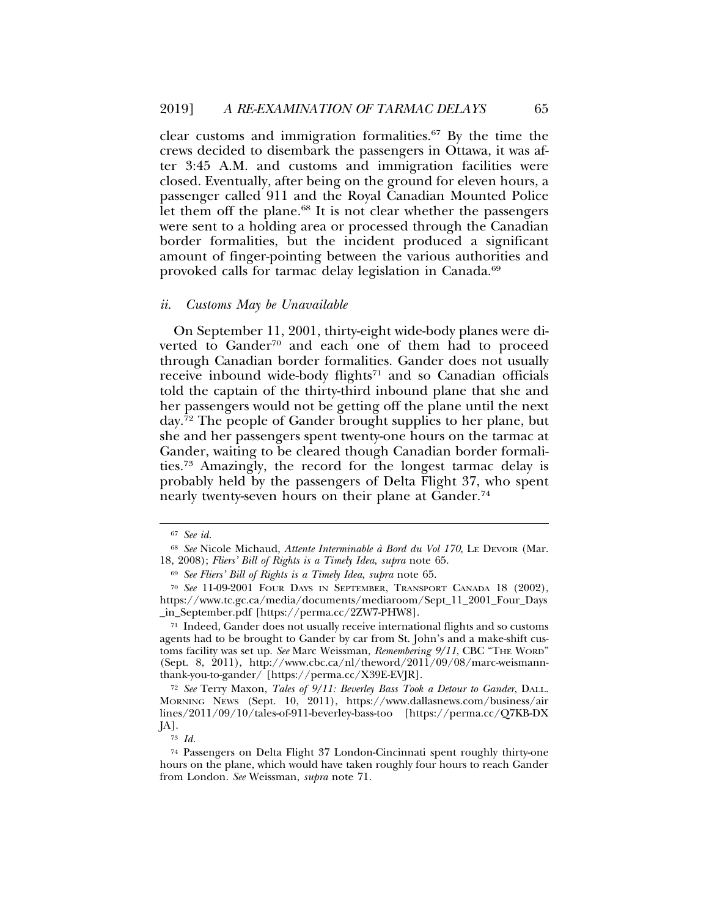clear customs and immigration formalities.[67] By the time the crews decided to disembark the passengers in Ottawa, it was after 3:45 A.M. and customs and immigration facilities were closed. Eventually, after being on the ground for eleven hours, a passenger called 911 and the Royal Canadian Mounted Police let them off the plane.[68] It is not clear whether the passengers were sent to a holding area or processed through the Canadian border formalities, but the incident produced a significant amount of finger-pointing between the various authorities and provoked calls for tarmac delay legislation in Canada.[69]

*ii. Customs May be Unavailable*

On September 11, 2001, thirty-eight wide-body planes were diverted to Gander[70] and each one of them had to proceed through Canadian border formalities. Gander does not usually receive inbound wide-body flights[71] and so Canadian officials told the captain of the thirty-third inbound plane that she and her passengers would not be getting off the plane until the next day.[72] The people of Gander brought supplies to her plane, but she and her passengers spent twenty-one hours on the tarmac at Gander, waiting to be cleared though Canadian border formalities.[73] Amazingly, the record for the longest tarmac delay is probably held by the passengers of Delta Flight 37, who spent nearly twenty-seven hours on their plane at Gander.[74]

---

[67] *See id.*

[68] *See* Nicole Michaud, *Attente Interminable à Bord du Vol 170*, LE DEVOIR (Mar. 18, 2008); *Fliers' Bill of Rights is a Timely Idea*, *supra* note 65.

[69] *See Fliers' Bill of Rights is a Timely Idea*, *supra* note 65.

[70] *See* 11-09-2001 FOUR DAYS IN SEPTEMBER, TRANSPORT CANADA 18 (2002), https://www.tc.gc.ca/media/documents/mediaroom/Sept_11_2001_Four_Days_in_September.pdf [https://perma.cc/2ZW7-PHW8].

[71] Indeed, Gander does not usually receive international flights and so customs agents had to be brought to Gander by car from St. John's and a make-shift customs facility was set up. *See* Marc Weissman, *Remembering 9/11*, CBC "THE WORD" (Sept. 8, 2011), http://www.cbc.ca/nl/theword/2011/09/08/marc-weismann-thank-you-to-gander/ [https://perma.cc/X39E-EVJR].

[72] *See* Terry Maxon, *Tales of 9/11: Beverley Bass Took a Detour to Gander*, DALL. MORNING NEWS (Sept. 10, 2011), https://www.dallasnews.com/business/airlines/2011/09/10/tales-of-911-beverley-bass-too [https://perma.cc/Q7KB-DXJA].

[73] *Id.*

[74] Passengers on Delta Flight 37 London-Cincinnati spent roughly thirty-one hours on the plane, which would have taken roughly four hours to reach Gander from London. *See* Weissman, *supra* note 71.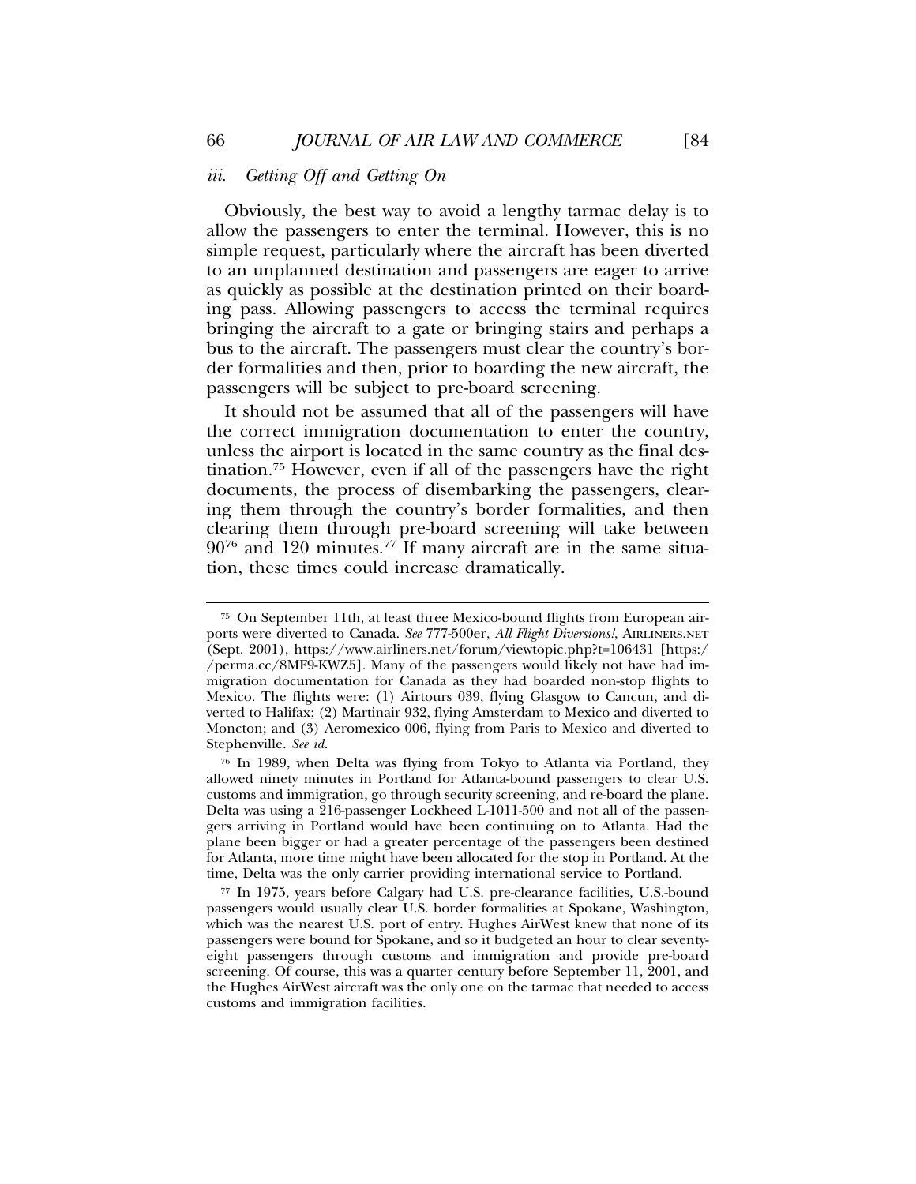### *iii. Getting Off and Getting On*

Obviously, the best way to avoid a lengthy tarmac delay is to allow the passengers to enter the terminal. However, this is no simple request, particularly where the aircraft has been diverted to an unplanned destination and passengers are eager to arrive as quickly as possible at the destination printed on their boarding pass. Allowing passengers to access the terminal requires bringing the aircraft to a gate or bringing stairs and perhaps a bus to the aircraft. The passengers must clear the country's border formalities and then, prior to boarding the new aircraft, the passengers will be subject to pre-board screening.

It should not be assumed that all of the passengers will have the correct immigration documentation to enter the country, unless the airport is located in the same country as the final destination.[75] However, even if all of the passengers have the right documents, the process of disembarking the passengers, clearing them through the country's border formalities, and then clearing them through pre-board screening will take between 90[76] and 120 minutes.[77] If many aircraft are in the same situation, these times could increase dramatically.

---

[75] On September 11th, at least three Mexico-bound flights from European airports were diverted to Canada. *See* 777-500er, *All Flight Diversions!*, AIRLINERS.NET (Sept. 2001), https://www.airliners.net/forum/viewtopic.php?t=106431 [https://perma.cc/8MF9-KWZ5]. Many of the passengers would likely not have had immigration documentation for Canada as they had boarded non-stop flights to Mexico. The flights were: (1) Airtours 039, flying Glasgow to Cancun, and diverted to Halifax; (2) Martinair 932, flying Amsterdam to Mexico and diverted to Moncton; and (3) Aeromexico 006, flying from Paris to Mexico and diverted to Stephenville. *See id.*

[76] In 1989, when Delta was flying from Tokyo to Atlanta via Portland, they allowed ninety minutes in Portland for Atlanta-bound passengers to clear U.S. customs and immigration, go through security screening, and re-board the plane. Delta was using a 216-passenger Lockheed L-1011-500 and not all of the passengers arriving in Portland would have been continuing on to Atlanta. Had the plane been bigger or had a greater percentage of the passengers been destined for Atlanta, more time might have been allocated for the stop in Portland. At the time, Delta was the only carrier providing international service to Portland.

[77] In 1975, years before Calgary had U.S. pre-clearance facilities, U.S.-bound passengers would usually clear U.S. border formalities at Spokane, Washington, which was the nearest U.S. port of entry. Hughes AirWest knew that none of its passengers were bound for Spokane, and so it budgeted an hour to clear seventy-eight passengers through customs and immigration and provide pre-board screening. Of course, this was a quarter century before September 11, 2001, and the Hughes AirWest aircraft was the only one on the tarmac that needed to access customs and immigration facilities.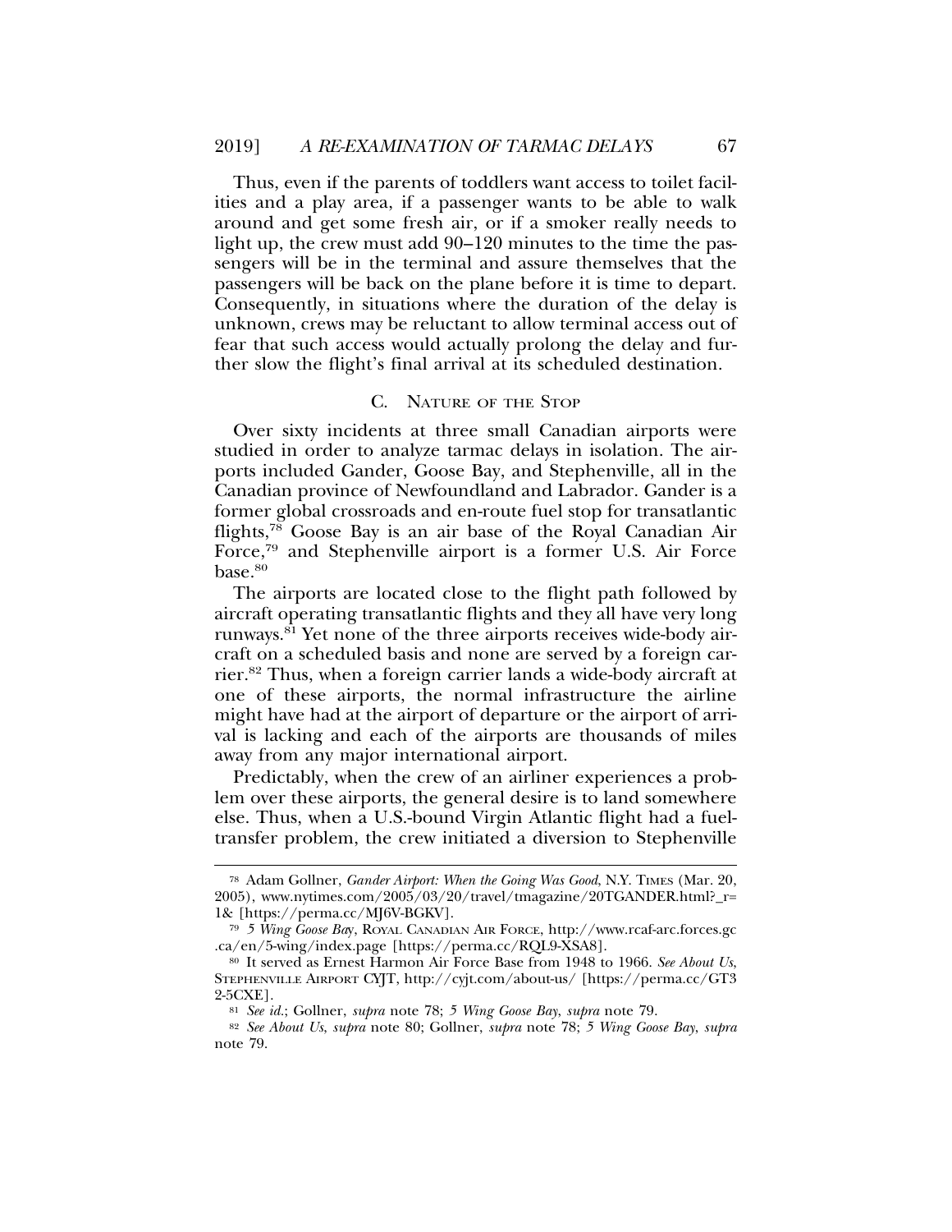Thus, even if the parents of toddlers want access to toilet facilities and a play area, if a passenger wants to be able to walk around and get some fresh air, or if a smoker really needs to light up, the crew must add 90–120 minutes to the time the passengers will be in the terminal and assure themselves that the passengers will be back on the plane before it is time to depart. Consequently, in situations where the duration of the delay is unknown, crews may be reluctant to allow terminal access out of fear that such access would actually prolong the delay and further slow the flight's final arrival at its scheduled destination.

### C. Nature of the Stop

Over sixty incidents at three small Canadian airports were studied in order to analyze tarmac delays in isolation. The airports included Gander, Goose Bay, and Stephenville, all in the Canadian province of Newfoundland and Labrador. Gander is a former global crossroads and en-route fuel stop for transatlantic flights,[78] Goose Bay is an air base of the Royal Canadian Air Force,[79] and Stephenville airport is a former U.S. Air Force base.[80]

The airports are located close to the flight path followed by aircraft operating transatlantic flights and they all have very long runways.[81] Yet none of the three airports receives wide-body aircraft on a scheduled basis and none are served by a foreign carrier.[82] Thus, when a foreign carrier lands a wide-body aircraft at one of these airports, the normal infrastructure the airline might have had at the airport of departure or the airport of arrival is lacking and each of the airports are thousands of miles away from any major international airport.

Predictably, when the crew of an airliner experiences a problem over these airports, the general desire is to land somewhere else. Thus, when a U.S.-bound Virgin Atlantic flight had a fuel-transfer problem, the crew initiated a diversion to Stephenville

---

[78] Adam Gollner, *Gander Airport: When the Going Was Good*, N.Y. Times (Mar. 20, 2005), www.nytimes.com/2005/03/20/travel/tmagazine/20TGANDER.html?_r=1& [https://perma.cc/MJ6V-BGKV].

[79] *5 Wing Goose Bay*, Royal Canadian Air Force, http://www.rcaf-arc.forces.gc.ca/en/5-wing/index.page [https://perma.cc/RQL9-XSA8].

[80] It served as Ernest Harmon Air Force Base from 1948 to 1966. *See About Us*, Stephenville Airport CYJT, http://cyjt.com/about-us/ [https://perma.cc/GT32-5CXE].

[81] *See id.*; Gollner, *supra* note 78; *5 Wing Goose Bay*, *supra* note 79.

[82] *See About Us*, *supra* note 80; Gollner, *supra* note 78; *5 Wing Goose Bay*, *supra* note 79.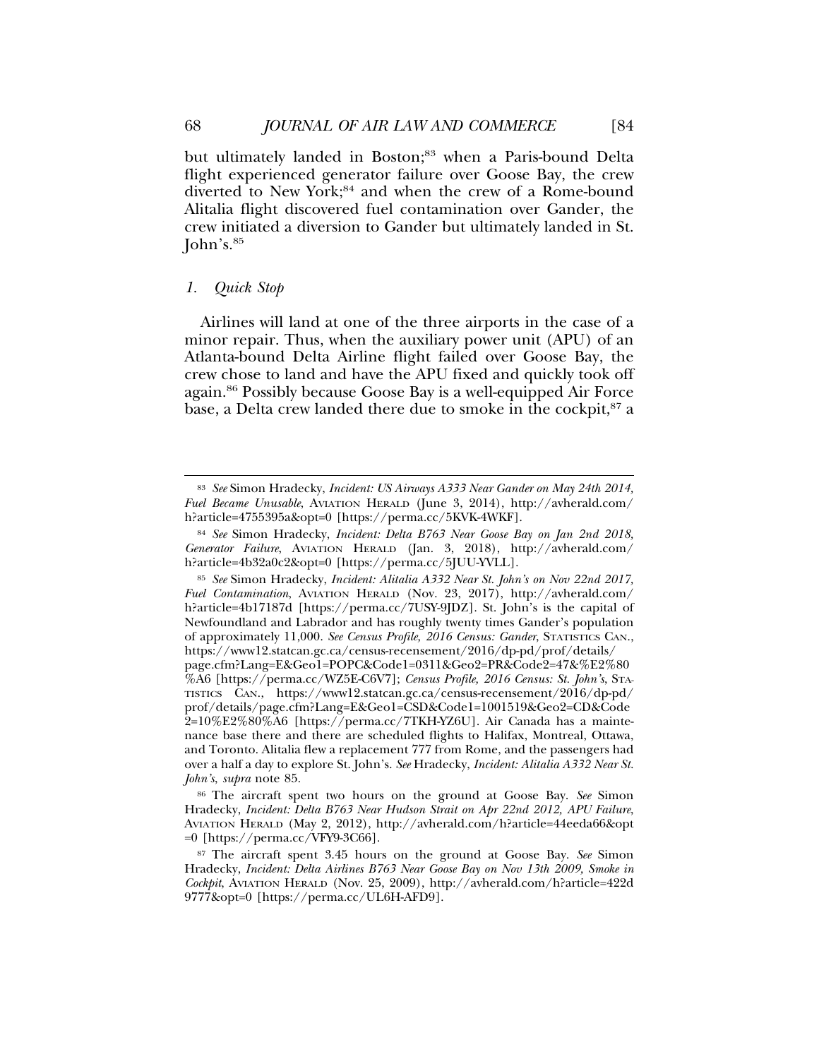but ultimately landed in Boston;[83] when a Paris-bound Delta flight experienced generator failure over Goose Bay, the crew diverted to New York;[84] and when the crew of a Rome-bound Alitalia flight discovered fuel contamination over Gander, the crew initiated a diversion to Gander but ultimately landed in St. John's.[85]

### 1. *Quick Stop*

Airlines will land at one of the three airports in the case of a minor repair. Thus, when the auxiliary power unit (APU) of an Atlanta-bound Delta Airline flight failed over Goose Bay, the crew chose to land and have the APU fixed and quickly took off again.[86] Possibly because Goose Bay is a well-equipped Air Force base, a Delta crew landed there due to smoke in the cockpit,[87] a

---

[83] *See* Simon Hradecky, *Incident: US Airways A333 Near Gander on May 24th 2014, Fuel Became Unusable*, AVIATION HERALD (June 3, 2014), http://avherald.com/h?article=4755395a&opt=0 [https://perma.cc/5KVK-4WKF].

[84] *See* Simon Hradecky, *Incident: Delta B763 Near Goose Bay on Jan 2nd 2018, Generator Failure*, AVIATION HERALD (Jan. 3, 2018), http://avherald.com/h?article=4b32a0c2&opt=0 [https://perma.cc/5JUU-YVLL].

[85] *See* Simon Hradecky, *Incident: Alitalia A332 Near St. John's on Nov 22nd 2017, Fuel Contamination*, AVIATION HERALD (Nov. 23, 2017), http://avherald.com/h?article=4b17187d [https://perma.cc/7USY-9JDZ]. St. John's is the capital of Newfoundland and Labrador and has roughly twenty times Gander's population of approximately 11,000. *See Census Profile, 2016 Census: Gander*, STATISTICS CAN., https://www12.statcan.gc.ca/census-recensement/2016/dp-pd/prof/details/page.cfm?Lang=E&Geo1=POPC&Code1=0311&Geo2=PR&Code2=47&%E2%80%A6 [https://perma.cc/WZ5E-C6V7]; *Census Profile, 2016 Census: St. John's*, STATISTICS CAN., https://www12.statcan.gc.ca/census-recensement/2016/dp-pd/prof/details/page.cfm?Lang=E&Geo1=CSD&Code1=1001519&Geo2=CD&Code2=10%E2%80%A6 [https://perma.cc/7TKH-YZ6U]. Air Canada has a maintenance base there and there are scheduled flights to Halifax, Montreal, Ottawa, and Toronto. Alitalia flew a replacement 777 from Rome, and the passengers had over a half a day to explore St. John's. *See* Hradecky, *Incident: Alitalia A332 Near St. John's*, *supra* note 85.

[86] The aircraft spent two hours on the ground at Goose Bay. *See* Simon Hradecky, *Incident: Delta B763 Near Hudson Strait on Apr 22nd 2012, APU Failure*, AVIATION HERALD (May 2, 2012), http://avherald.com/h?article=44eeda66&opt=0 [https://perma.cc/VFY9-3C66].

[87] The aircraft spent 3.45 hours on the ground at Goose Bay. *See* Simon Hradecky, *Incident: Delta Airlines B763 Near Goose Bay on Nov 13th 2009, Smoke in Cockpit*, AVIATION HERALD (Nov. 25, 2009), http://avherald.com/h?article=422d9777&opt=0 [https://perma.cc/UL6H-AFD9].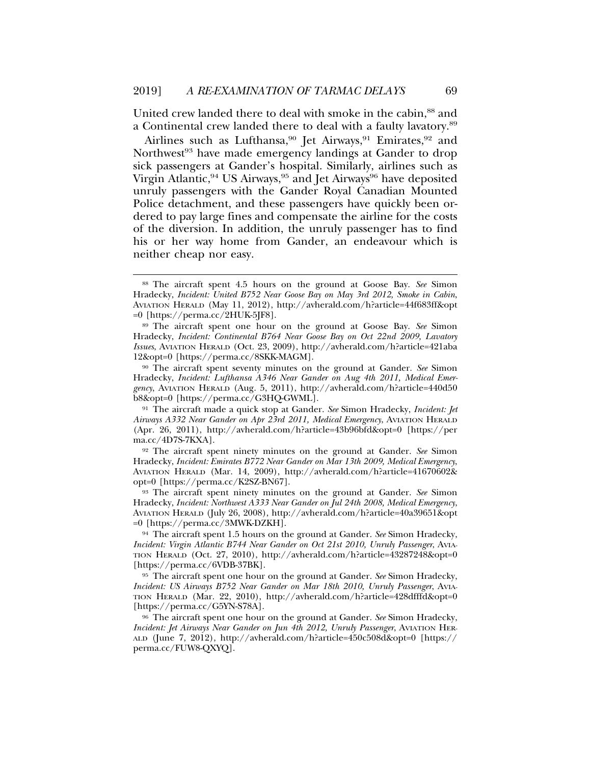United crew landed there to deal with smoke in the cabin,[88] and a Continental crew landed there to deal with a faulty lavatory.[89]

Airlines such as Lufthansa,[90] Jet Airways,[91] Emirates,[92] and Northwest[93] have made emergency landings at Gander to drop sick passengers at Gander's hospital. Similarly, airlines such as Virgin Atlantic,[94] US Airways,[95] and Jet Airways[96] have deposited unruly passengers with the Gander Royal Canadian Mounted Police detachment, and these passengers have quickly been ordered to pay large fines and compensate the airline for the costs of the diversion. In addition, the unruly passenger has to find his or her way home from Gander, an endeavour which is neither cheap nor easy.

---

[88] The aircraft spent 4.5 hours on the ground at Goose Bay. *See* Simon Hradecky, *Incident: United B752 Near Goose Bay on May 3rd 2012, Smoke in Cabin*, AVIATION HERALD (May 11, 2012), http://avherald.com/h?article=44f683ff&opt=0 [https://perma.cc/2HUK-5JF8].

[89] The aircraft spent one hour on the ground at Goose Bay. *See* Simon Hradecky, *Incident: Continental B764 Near Goose Bay on Oct 22nd 2009, Lavatory Issues*, AVIATION HERALD (Oct. 23, 2009), http://avherald.com/h?article=421aba12&opt=0 [https://perma.cc/8SKK-MAGM].

[90] The aircraft spent seventy minutes on the ground at Gander. *See* Simon Hradecky, *Incident: Lufthansa A346 Near Gander on Aug 4th 2011, Medical Emergency*, AVIATION HERALD (Aug. 5, 2011), http://avherald.com/h?article=440d50b8&opt=0 [https://perma.cc/G3HQ-GWML].

[91] The aircraft made a quick stop at Gander. *See* Simon Hradecky, *Incident: Jet Airways A332 Near Gander on Apr 23rd 2011, Medical Emergency*, AVIATION HERALD (Apr. 26, 2011), http://avherald.com/h?article=43b96bfd&opt=0 [https://perma.cc/4D7S-7KXA].

[92] The aircraft spent ninety minutes on the ground at Gander. *See* Simon Hradecky, *Incident: Emirates B772 Near Gander on Mar 13th 2009, Medical Emergency*, AVIATION HERALD (Mar. 14, 2009), http://avherald.com/h?article=41670602&opt=0 [https://perma.cc/K2SZ-BN67].

[93] The aircraft spent ninety minutes on the ground at Gander. *See* Simon Hradecky, *Incident: Northwest A333 Near Gander on Jul 24th 2008, Medical Emergency*, AVIATION HERALD (July 26, 2008), http://avherald.com/h?article=40a39651&opt=0 [https://perma.cc/3MWK-DZKH].

[94] The aircraft spent 1.5 hours on the ground at Gander. *See* Simon Hradecky, *Incident: Virgin Atlantic B744 Near Gander on Oct 21st 2010, Unruly Passenger*, AVIATION HERALD (Oct. 27, 2010), http://avherald.com/h?article=43287248&opt=0 [https://perma.cc/6VDB-37BK].

[95] The aircraft spent one hour on the ground at Gander. *See* Simon Hradecky, *Incident: US Airways B752 Near Gander on Mar 18th 2010, Unruly Passenger*, AVIATION HERALD (Mar. 22, 2010), http://avherald.com/h?article=428dfffd&opt=0 [https://perma.cc/G5YN-S78A].

[96] The aircraft spent one hour on the ground at Gander. *See* Simon Hradecky, *Incident: Jet Airways Near Gander on Jun 4th 2012, Unruly Passenger*, AVIATION HERALD (June 7, 2012), http://avherald.com/h?article=450c508d&opt=0 [https://perma.cc/FUW8-QXYQ].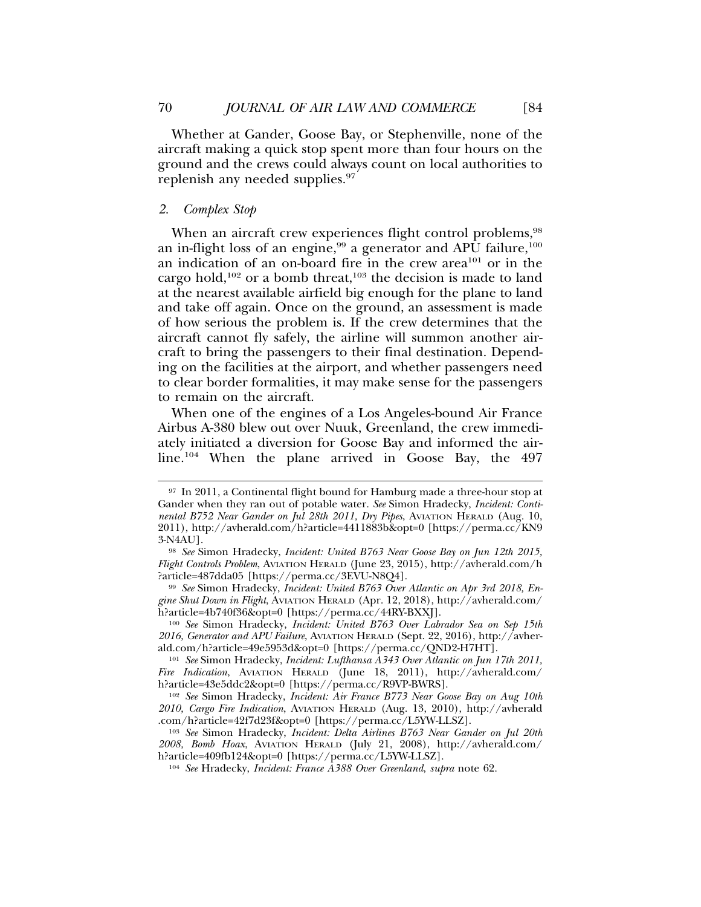Whether at Gander, Goose Bay, or Stephenville, none of the aircraft making a quick stop spent more than four hours on the ground and the crews could always count on local authorities to replenish any needed supplies.[97]

### 2. *Complex Stop*

When an aircraft crew experiences flight control problems,[98] an in-flight loss of an engine,[99] a generator and APU failure,[100] an indication of an on-board fire in the crew area[101] or in the cargo hold,[102] or a bomb threat,[103] the decision is made to land at the nearest available airfield big enough for the plane to land and take off again. Once on the ground, an assessment is made of how serious the problem is. If the crew determines that the aircraft cannot fly safely, the airline will summon another aircraft to bring the passengers to their final destination. Depending on the facilities at the airport, and whether passengers need to clear border formalities, it may make sense for the passengers to remain on the aircraft.

When one of the engines of a Los Angeles-bound Air France Airbus A-380 blew out over Nuuk, Greenland, the crew immediately initiated a diversion for Goose Bay and informed the airline.[104] When the plane arrived in Goose Bay, the 497

---

[97] In 2011, a Continental flight bound for Hamburg made a three-hour stop at Gander when they ran out of potable water. *See* Simon Hradecky, *Incident: Continental B752 Near Gander on Jul 28th 2011, Dry Pipes*, AVIATION HERALD (Aug. 10, 2011), http://avherald.com/h?article=4411883b&opt=0 [https://perma.cc/KN93-N4AU].

[98] *See* Simon Hradecky, *Incident: United B763 Near Goose Bay on Jun 12th 2015, Flight Controls Problem*, AVIATION HERALD (June 23, 2015), http://avherald.com/h?article=487dda05 [https://perma.cc/3EVU-N8Q4].

[99] *See* Simon Hradecky, *Incident: United B763 Over Atlantic on Apr 3rd 2018, Engine Shut Down in Flight*, AVIATION HERALD (Apr. 12, 2018), http://avherald.com/h?article=4b740f36&opt=0 [https://perma.cc/44RY-BXXJ].

[100] *See* Simon Hradecky, *Incident: United B763 Over Labrador Sea on Sep 15th 2016, Generator and APU Failure*, AVIATION HERALD (Sept. 22, 2016), http://avherald.com/h?article=49e5953d&opt=0 [https://perma.cc/QND2-H7HT].

[101] *See* Simon Hradecky, *Incident: Lufthansa A343 Over Atlantic on Jun 17th 2011, Fire Indication*, AVIATION HERALD (June 18, 2011), http://avherald.com/h?article=43e5ddc2&opt=0 [https://perma.cc/R9VP-BWRS].

[102] *See* Simon Hradecky, *Incident: Air France B773 Near Goose Bay on Aug 10th 2010, Cargo Fire Indication*, AVIATION HERALD (Aug. 13, 2010), http://avherald.com/h?article=42f7d23f&opt=0 [https://perma.cc/L5YW-LLSZ].

[103] *See* Simon Hradecky, *Incident: Delta Airlines B763 Near Gander on Jul 20th 2008, Bomb Hoax*, AVIATION HERALD (July 21, 2008), http://avherald.com/h?article=409fb124&opt=0 [https://perma.cc/L5YW-LLSZ].

[104] *See* Hradecky, *Incident: France A388 Over Greenland*, *supra* note 62.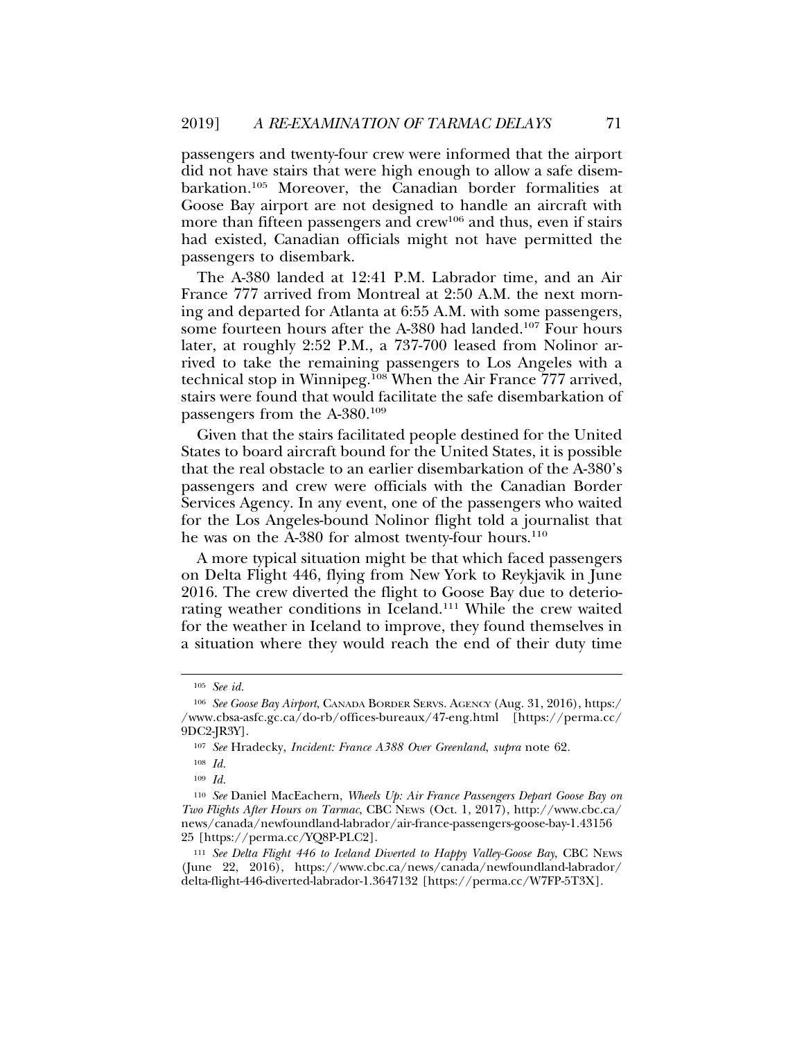passengers and twenty-four crew were informed that the airport did not have stairs that were high enough to allow a safe disembarkation.[105] Moreover, the Canadian border formalities at Goose Bay airport are not designed to handle an aircraft with more than fifteen passengers and crew[106] and thus, even if stairs had existed, Canadian officials might not have permitted the passengers to disembark.

The A-380 landed at 12:41 P.M. Labrador time, and an Air France 777 arrived from Montreal at 2:50 A.M. the next morning and departed for Atlanta at 6:55 A.M. with some passengers, some fourteen hours after the A-380 had landed.[107] Four hours later, at roughly 2:52 P.M., a 737-700 leased from Nolinor arrived to take the remaining passengers to Los Angeles with a technical stop in Winnipeg.[108] When the Air France 777 arrived, stairs were found that would facilitate the safe disembarkation of passengers from the A-380.[109]

Given that the stairs facilitated people destined for the United States to board aircraft bound for the United States, it is possible that the real obstacle to an earlier disembarkation of the A-380's passengers and crew were officials with the Canadian Border Services Agency. In any event, one of the passengers who waited for the Los Angeles-bound Nolinor flight told a journalist that he was on the A-380 for almost twenty-four hours.[110]

A more typical situation might be that which faced passengers on Delta Flight 446, flying from New York to Reykjavik in June 2016. The crew diverted the flight to Goose Bay due to deteriorating weather conditions in Iceland.[111] While the crew waited for the weather in Iceland to improve, they found themselves in a situation where they would reach the end of their duty time

---

[105] *See id.*

[106] *See Goose Bay Airport*, CANADA BORDER SERVS. AGENCY (Aug. 31, 2016), https://www.cbsa-asfc.gc.ca/do-rb/offices-bureaux/47-eng.html [https://perma.cc/9DC2-JR3Y].

[107] *See* Hradecky, *Incident: France A388 Over Greenland*, *supra* note 62.

[108] *Id.*

[109] *Id.*

[110] *See* Daniel MacEachern, *Wheels Up: Air France Passengers Depart Goose Bay on Two Flights After Hours on Tarmac*, CBC NEWS (Oct. 1, 2017), http://www.cbc.ca/news/canada/newfoundland-labrador/air-france-passengers-goose-bay-1.4315625 [https://perma.cc/YQ8P-PLC2].

[111] *See Delta Flight 446 to Iceland Diverted to Happy Valley-Goose Bay*, CBC NEWS (June 22, 2016), https://www.cbc.ca/news/canada/newfoundland-labrador/delta-flight-446-diverted-labrador-1.3647132 [https://perma.cc/W7FP-5T3X].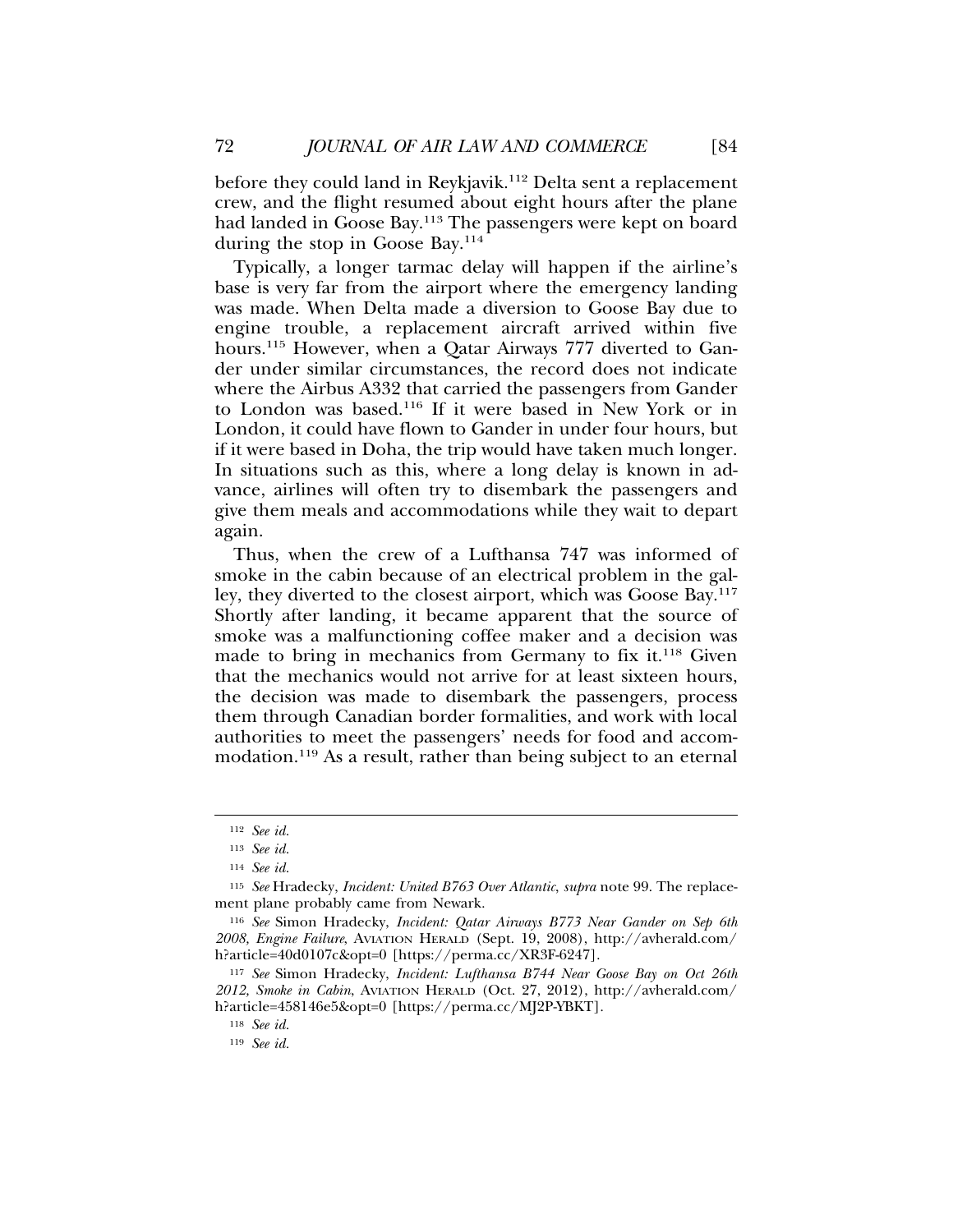before they could land in Reykjavik.[112] Delta sent a replacement crew, and the flight resumed about eight hours after the plane had landed in Goose Bay.[113] The passengers were kept on board during the stop in Goose Bay.[114]

Typically, a longer tarmac delay will happen if the airline's base is very far from the airport where the emergency landing was made. When Delta made a diversion to Goose Bay due to engine trouble, a replacement aircraft arrived within five hours.[115] However, when a Qatar Airways 777 diverted to Gander under similar circumstances, the record does not indicate where the Airbus A332 that carried the passengers from Gander to London was based.[116] If it were based in New York or in London, it could have flown to Gander in under four hours, but if it were based in Doha, the trip would have taken much longer. In situations such as this, where a long delay is known in advance, airlines will often try to disembark the passengers and give them meals and accommodations while they wait to depart again.

Thus, when the crew of a Lufthansa 747 was informed of smoke in the cabin because of an electrical problem in the galley, they diverted to the closest airport, which was Goose Bay.[117] Shortly after landing, it became apparent that the source of smoke was a malfunctioning coffee maker and a decision was made to bring in mechanics from Germany to fix it.[118] Given that the mechanics would not arrive for at least sixteen hours, the decision was made to disembark the passengers, process them through Canadian border formalities, and work with local authorities to meet the passengers' needs for food and accommodation.[119] As a result, rather than being subject to an eternal

---

[112] *See id.*

[113] *See id.*

[114] *See id.*

[115] *See* Hradecky, *Incident: United B763 Over Atlantic*, *supra* note 99. The replacement plane probably came from Newark.

[116] *See* Simon Hradecky, *Incident: Qatar Airways B773 Near Gander on Sep 6th 2008, Engine Failure*, AVIATION HERALD (Sept. 19, 2008), http://avherald.com/h?article=40d0107c&opt=0 [https://perma.cc/XR3F-6247].

[117] *See* Simon Hradecky, *Incident: Lufthansa B744 Near Goose Bay on Oct 26th 2012, Smoke in Cabin*, AVIATION HERALD (Oct. 27, 2012), http://avherald.com/h?article=458146e5&opt=0 [https://perma.cc/MJ2P-YBKT].

[118] *See id.*

[119] *See id.*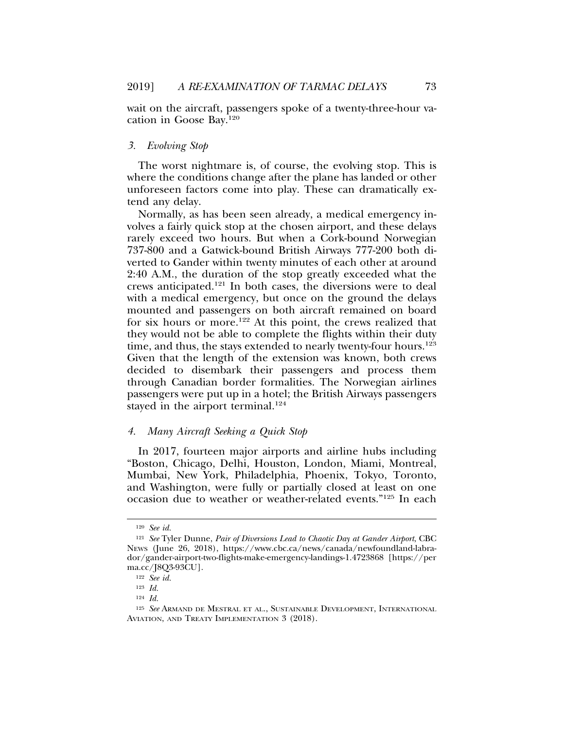wait on the aircraft, passengers spoke of a twenty-three-hour vacation in Goose Bay.[120]

### *3. Evolving Stop*

The worst nightmare is, of course, the evolving stop. This is where the conditions change after the plane has landed or other unforeseen factors come into play. These can dramatically extend any delay.

Normally, as has been seen already, a medical emergency involves a fairly quick stop at the chosen airport, and these delays rarely exceed two hours. But when a Cork-bound Norwegian 737-800 and a Gatwick-bound British Airways 777-200 both diverted to Gander within twenty minutes of each other at around 2:40 A.M., the duration of the stop greatly exceeded what the crews anticipated.[121] In both cases, the diversions were to deal with a medical emergency, but once on the ground the delays mounted and passengers on both aircraft remained on board for six hours or more.[122] At this point, the crews realized that they would not be able to complete the flights within their duty time, and thus, the stays extended to nearly twenty-four hours.[123] Given that the length of the extension was known, both crews decided to disembark their passengers and process them through Canadian border formalities. The Norwegian airlines passengers were put up in a hotel; the British Airways passengers stayed in the airport terminal.[124]

### *4. Many Aircraft Seeking a Quick Stop*

In 2017, fourteen major airports and airline hubs including "Boston, Chicago, Delhi, Houston, London, Miami, Montreal, Mumbai, New York, Philadelphia, Phoenix, Tokyo, Toronto, and Washington, were fully or partially closed at least on one occasion due to weather or weather-related events."[125] In each

---

[120] *See id.*

[121] *See* Tyler Dunne, *Pair of Diversions Lead to Chaotic Day at Gander Airport*, CBC NEWS (June 26, 2018), https://www.cbc.ca/news/canada/newfoundland-labrador/gander-airport-two-flights-make-emergency-landings-1.4723868 [https://perma.cc/J8Q3-93CU].

[122] *See id.*

[123] *Id.*

[124] *Id.*

[125] *See* ARMAND DE MESTRAL ET AL., SUSTAINABLE DEVELOPMENT, INTERNATIONAL AVIATION, AND TREATY IMPLEMENTATION 3 (2018).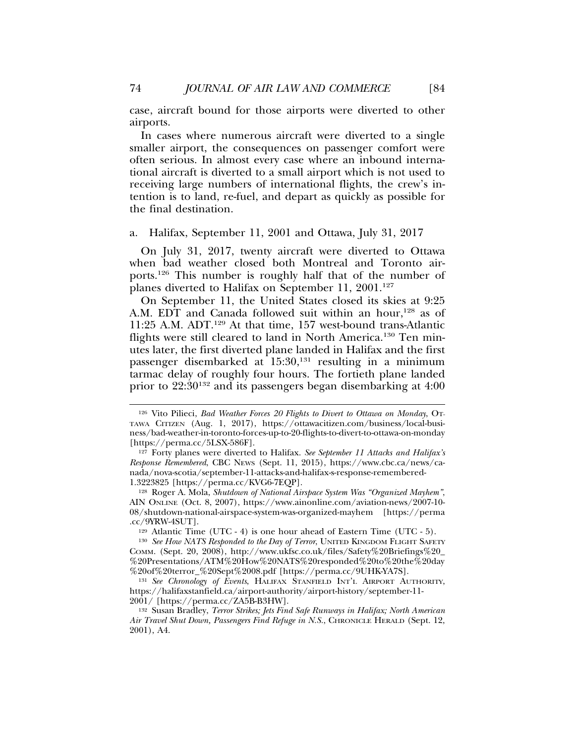case, aircraft bound for those airports were diverted to other airports.

In cases where numerous aircraft were diverted to a single smaller airport, the consequences on passenger comfort were often serious. In almost every case where an inbound international aircraft is diverted to a small airport which is not used to receiving large numbers of international flights, the crew's intention is to land, re-fuel, and depart as quickly as possible for the final destination.

a. Halifax, September 11, 2001 and Ottawa, July 31, 2017

On July 31, 2017, twenty aircraft were diverted to Ottawa when bad weather closed both Montreal and Toronto airports.[126] This number is roughly half that of the number of planes diverted to Halifax on September 11, 2001.[127]

On September 11, the United States closed its skies at 9:25 A.M. EDT and Canada followed suit within an hour,[128] as of 11:25 A.M. ADT.[129] At that time, 157 west-bound trans-Atlantic flights were still cleared to land in North America.[130] Ten minutes later, the first diverted plane landed in Halifax and the first passenger disembarked at 15:30,[131] resulting in a minimum tarmac delay of roughly four hours. The fortieth plane landed prior to 22:30[132] and its passengers began disembarking at 4:00

---

[126] Vito Pilieci, *Bad Weather Forces 20 Flights to Divert to Ottawa on Monday*, OTTAWA CITIZEN (Aug. 1, 2017), https://ottawacitizen.com/business/local-business/bad-weather-in-toronto-forces-up-to-20-flights-to-divert-to-ottawa-on-monday [https://perma.cc/5LSX-586F].

[127] Forty planes were diverted to Halifax. *See September 11 Attacks and Halifax's Response Remembered*, CBC NEWS (Sept. 11, 2015), https://www.cbc.ca/news/canada/nova-scotia/september-11-attacks-and-halifax-s-response-remembered-1.3223825 [https://perma.cc/KVG6-7EQP].

[128] Roger A. Mola, *Shutdown of National Airspace System Was "Organized Mayhem"*, AIN ONLINE (Oct. 8, 2007), https://www.ainonline.com/aviation-news/2007-10-08/shutdown-national-airspace-system-was-organized-mayhem [https://perma.cc/9YRW-4SUT].

[129] Atlantic Time (UTC - 4) is one hour ahead of Eastern Time (UTC - 5).

[130] *See How NATS Responded to the Day of Terror*, UNITED KINGDOM FLIGHT SAFETY COMM. (Sept. 20, 2008), http://www.ukfsc.co.uk/files/Safety%20Briefings%20_%20Presentations/ATM%20How%20NATS%20responded%20to%20the%20day%20of%20terror_%20Sept%2008.pdf [https://perma.cc/9UHK-YA7S].

[131] *See Chronology of Events*, HALIFAX STANFIELD INT'L AIRPORT AUTHORITY, https://halifaxstanfield.ca/airport-authority/airport-history/september-11-2001/ [https://perma.cc/ZA5B-B3HW].

[132] Susan Bradley, *Terror Strikes; Jets Find Safe Runways in Halifax; North American Air Travel Shut Down, Passengers Find Refuge in N.S.*, CHRONICLE HERALD (Sept. 12, 2001), A4.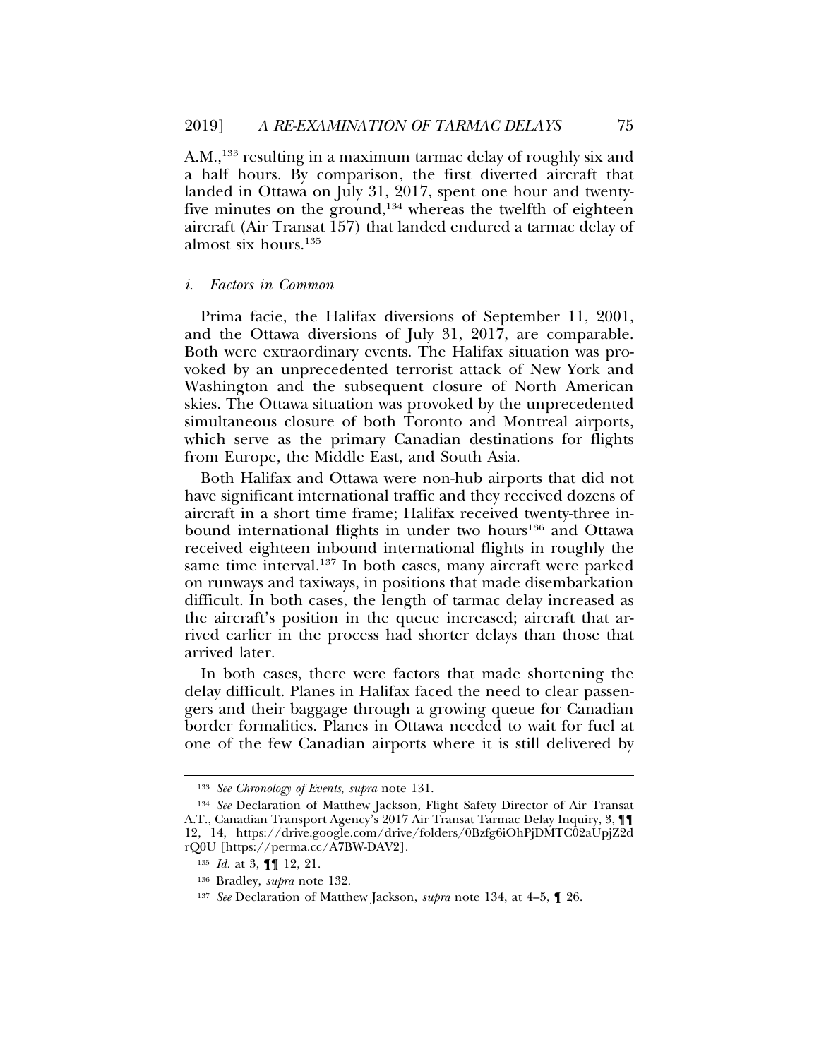A.M.,[133] resulting in a maximum tarmac delay of roughly six and a half hours. By comparison, the first diverted aircraft that landed in Ottawa on July 31, 2017, spent one hour and twenty-five minutes on the ground,[134] whereas the twelfth of eighteen aircraft (Air Transat 157) that landed endured a tarmac delay of almost six hours.[135]

### *i. Factors in Common*

Prima facie, the Halifax diversions of September 11, 2001, and the Ottawa diversions of July 31, 2017, are comparable. Both were extraordinary events. The Halifax situation was provoked by an unprecedented terrorist attack of New York and Washington and the subsequent closure of North American skies. The Ottawa situation was provoked by the unprecedented simultaneous closure of both Toronto and Montreal airports, which serve as the primary Canadian destinations for flights from Europe, the Middle East, and South Asia.

Both Halifax and Ottawa were non-hub airports that did not have significant international traffic and they received dozens of aircraft in a short time frame; Halifax received twenty-three inbound international flights in under two hours[136] and Ottawa received eighteen inbound international flights in roughly the same time interval.[137] In both cases, many aircraft were parked on runways and taxiways, in positions that made disembarkation difficult. In both cases, the length of tarmac delay increased as the aircraft's position in the queue increased; aircraft that arrived earlier in the process had shorter delays than those that arrived later.

In both cases, there were factors that made shortening the delay difficult. Planes in Halifax faced the need to clear passengers and their baggage through a growing queue for Canadian border formalities. Planes in Ottawa needed to wait for fuel at one of the few Canadian airports where it is still delivered by

---

[133] *See Chronology of Events*, *supra* note 131.

[134] *See* Declaration of Matthew Jackson, Flight Safety Director of Air Transat A.T., Canadian Transport Agency's 2017 Air Transat Tarmac Delay Inquiry, 3, ¶¶ 12, 14, https://drive.google.com/drive/folders/0Bzfg6iOhPjDMTC02aUpjZ2drQ0U [https://perma.cc/A7BW-DAV2].

[135] *Id.* at 3, ¶¶ 12, 21.

[136] Bradley, *supra* note 132.

[137] *See* Declaration of Matthew Jackson, *supra* note 134, at 4–5, ¶ 26.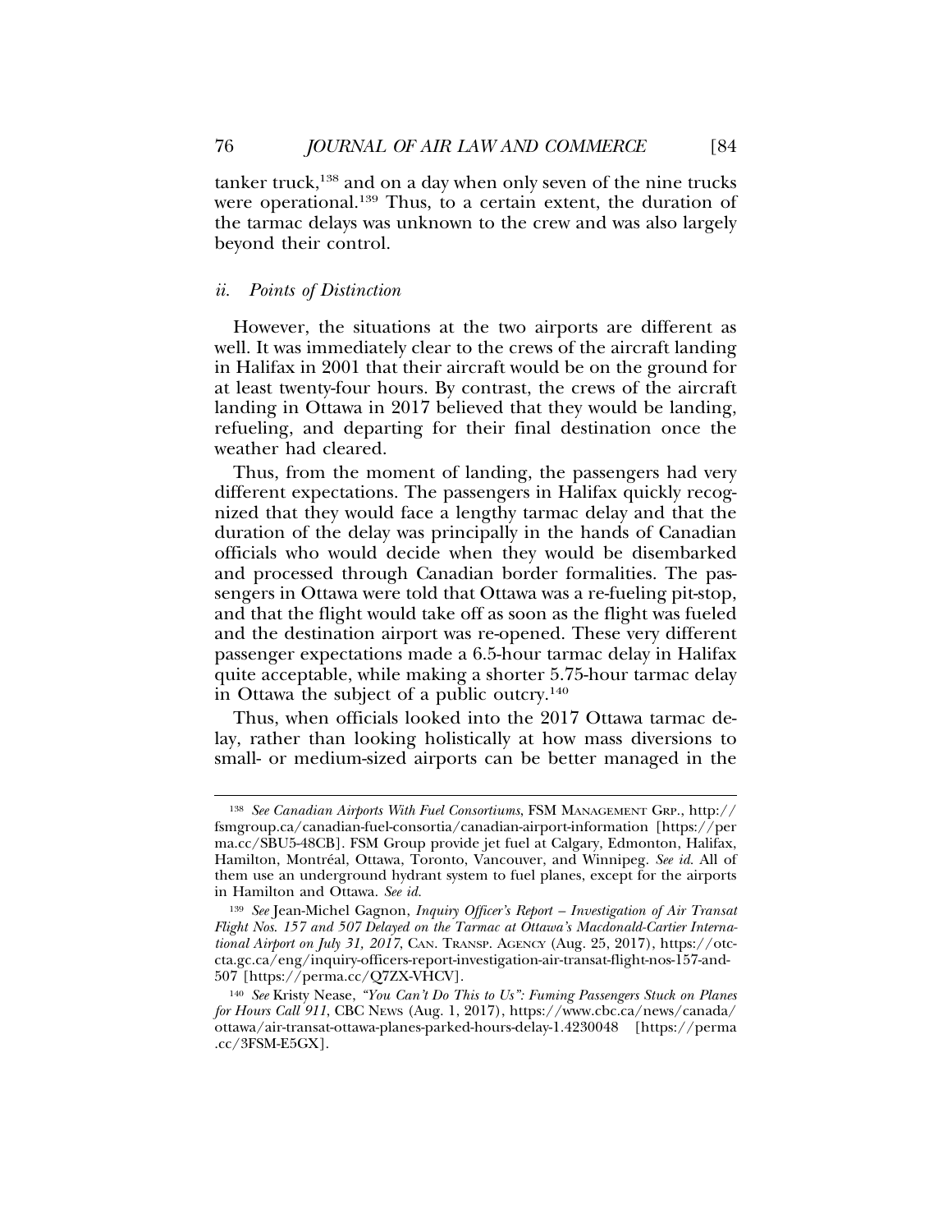tanker truck,[138] and on a day when only seven of the nine trucks were operational.[139] Thus, to a certain extent, the duration of the tarmac delays was unknown to the crew and was also largely beyond their control.

#### *ii. Points of Distinction*

However, the situations at the two airports are different as well. It was immediately clear to the crews of the aircraft landing in Halifax in 2001 that their aircraft would be on the ground for at least twenty-four hours. By contrast, the crews of the aircraft landing in Ottawa in 2017 believed that they would be landing, refueling, and departing for their final destination once the weather had cleared.

Thus, from the moment of landing, the passengers had very different expectations. The passengers in Halifax quickly recognized that they would face a lengthy tarmac delay and that the duration of the delay was principally in the hands of Canadian officials who would decide when they would be disembarked and processed through Canadian border formalities. The passengers in Ottawa were told that Ottawa was a re-fueling pit-stop, and that the flight would take off as soon as the flight was fueled and the destination airport was re-opened. These very different passenger expectations made a 6.5-hour tarmac delay in Halifax quite acceptable, while making a shorter 5.75-hour tarmac delay in Ottawa the subject of a public outcry.[140]

Thus, when officials looked into the 2017 Ottawa tarmac delay, rather than looking holistically at how mass diversions to small- or medium-sized airports can be better managed in the

---

[138] *See Canadian Airports With Fuel Consortiums*, FSM MANAGEMENT GRP., http://fsmgroup.ca/canadian-fuel-consortia/canadian-airport-information [https://perma.cc/SBU5-48CB]. FSM Group provide jet fuel at Calgary, Edmonton, Halifax, Hamilton, Montréal, Ottawa, Toronto, Vancouver, and Winnipeg. *See id.* All of them use an underground hydrant system to fuel planes, except for the airports in Hamilton and Ottawa. *See id.*

[139] *See* Jean-Michel Gagnon, *Inquiry Officer's Report – Investigation of Air Transat Flight Nos. 157 and 507 Delayed on the Tarmac at Ottawa's Macdonald-Cartier International Airport on July 31, 2017*, CAN. TRANSP. AGENCY (Aug. 25, 2017), https://otc-cta.gc.ca/eng/inquiry-officers-report-investigation-air-transat-flight-nos-157-and-507 [https://perma.cc/Q7ZX-VHCV].

[140] *See* Kristy Nease, *"You Can't Do This to Us": Fuming Passengers Stuck on Planes for Hours Call 911*, CBC NEWS (Aug. 1, 2017), https://www.cbc.ca/news/canada/ottawa/air-transat-ottawa-planes-parked-hours-delay-1.4230048 [https://perma.cc/3FSM-E5GX].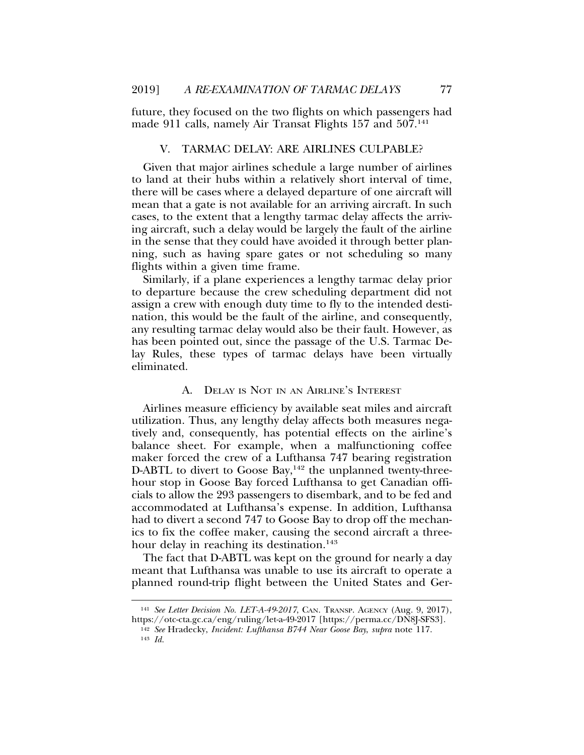future, they focused on the two flights on which passengers had made 911 calls, namely Air Transat Flights 157 and 507.[141]

## V. TARMAC DELAY: ARE AIRLINES CULPABLE?

Given that major airlines schedule a large number of airlines to land at their hubs within a relatively short interval of time, there will be cases where a delayed departure of one aircraft will mean that a gate is not available for an arriving aircraft. In such cases, to the extent that a lengthy tarmac delay affects the arriving aircraft, such a delay would be largely the fault of the airline in the sense that they could have avoided it through better planning, such as having spare gates or not scheduling so many flights within a given time frame.

Similarly, if a plane experiences a lengthy tarmac delay prior to departure because the crew scheduling department did not assign a crew with enough duty time to fly to the intended destination, this would be the fault of the airline, and consequently, any resulting tarmac delay would also be their fault. However, as has been pointed out, since the passage of the U.S. Tarmac Delay Rules, these types of tarmac delays have been virtually eliminated.

### A. Delay is Not in an Airline's Interest

Airlines measure efficiency by available seat miles and aircraft utilization. Thus, any lengthy delay affects both measures negatively and, consequently, has potential effects on the airline's balance sheet. For example, when a malfunctioning coffee maker forced the crew of a Lufthansa 747 bearing registration D-ABTL to divert to Goose Bay,[142] the unplanned twenty-three-hour stop in Goose Bay forced Lufthansa to get Canadian officials to allow the 293 passengers to disembark, and to be fed and accommodated at Lufthansa's expense. In addition, Lufthansa had to divert a second 747 to Goose Bay to drop off the mechanics to fix the coffee maker, causing the second aircraft a three-hour delay in reaching its destination.[143]

The fact that D-ABTL was kept on the ground for nearly a day meant that Lufthansa was unable to use its aircraft to operate a planned round-trip flight between the United States and Ger-

---

[141] *See Letter Decision No. LET-A-49-2017*, Can. Transp. Agency (Aug. 9, 2017), https://otc-cta.gc.ca/eng/ruling/let-a-49-2017 [https://perma.cc/DN8J-SFS3].

[142] *See* Hradecky, *Incident: Lufthansa B744 Near Goose Bay*, *supra* note 117.

[143] *Id.*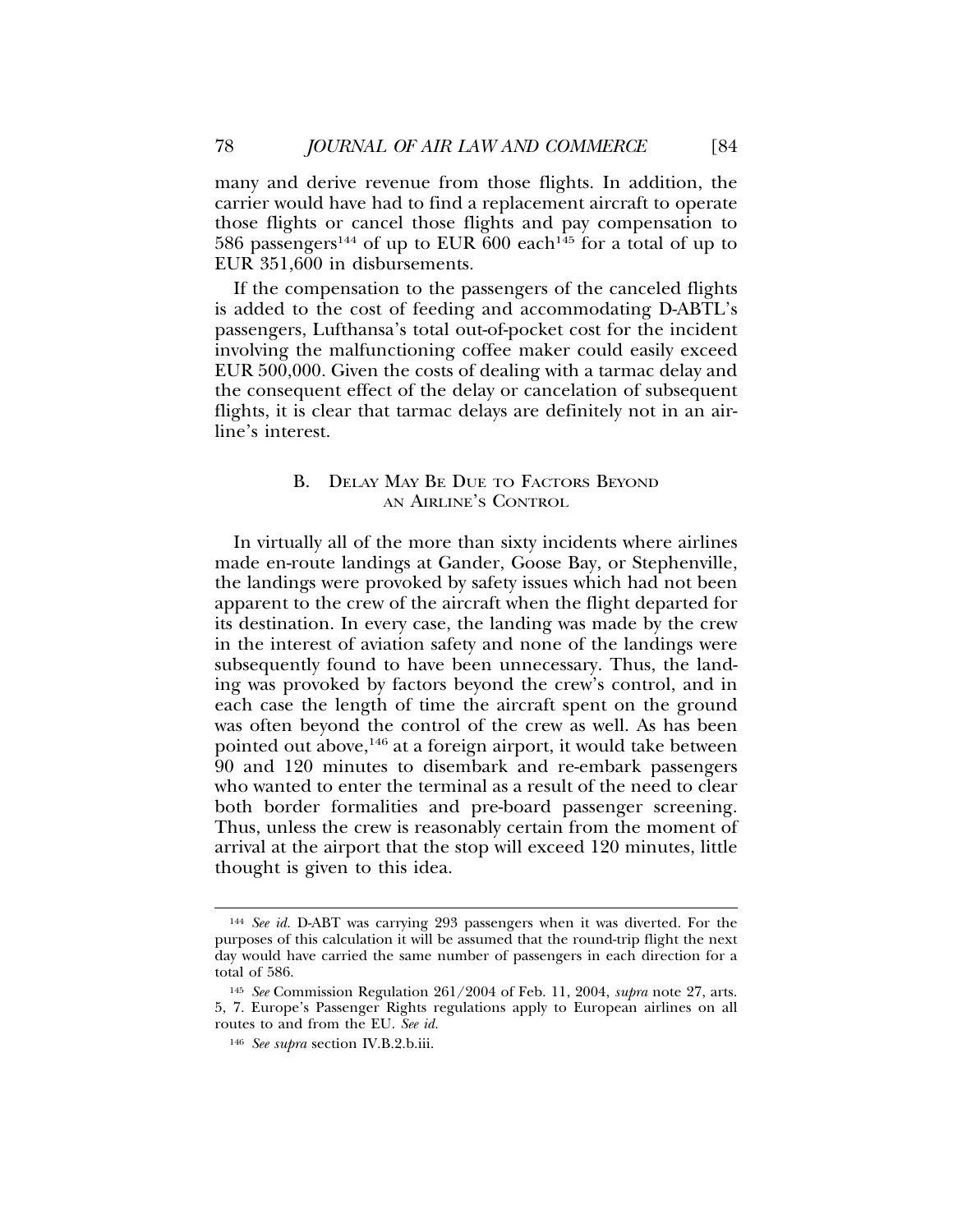many and derive revenue from those flights. In addition, the carrier would have had to find a replacement aircraft to operate those flights or cancel those flights and pay compensation to 586 passengers[144] of up to EUR 600 each[145] for a total of up to EUR 351,600 in disbursements.

If the compensation to the passengers of the canceled flights is added to the cost of feeding and accommodating D-ABTL's passengers, Lufthansa's total out-of-pocket cost for the incident involving the malfunctioning coffee maker could easily exceed EUR 500,000. Given the costs of dealing with a tarmac delay and the consequent effect of the delay or cancelation of subsequent flights, it is clear that tarmac delays are definitely not in an airline's interest.

### B. Delay May Be Due to Factors Beyond an Airline's Control

In virtually all of the more than sixty incidents where airlines made en-route landings at Gander, Goose Bay, or Stephenville, the landings were provoked by safety issues which had not been apparent to the crew of the aircraft when the flight departed for its destination. In every case, the landing was made by the crew in the interest of aviation safety and none of the landings were subsequently found to have been unnecessary. Thus, the landing was provoked by factors beyond the crew's control, and in each case the length of time the aircraft spent on the ground was often beyond the control of the crew as well. As has been pointed out above,[146] at a foreign airport, it would take between 90 and 120 minutes to disembark and re-embark passengers who wanted to enter the terminal as a result of the need to clear both border formalities and pre-board passenger screening. Thus, unless the crew is reasonably certain from the moment of arrival at the airport that the stop will exceed 120 minutes, little thought is given to this idea.

---

[144] *See id.* D-ABT was carrying 293 passengers when it was diverted. For the purposes of this calculation it will be assumed that the round-trip flight the next day would have carried the same number of passengers in each direction for a total of 586.

[145] *See* Commission Regulation 261/2004 of Feb. 11, 2004, *supra* note 27, arts. 5, 7. Europe's Passenger Rights regulations apply to European airlines on all routes to and from the EU. *See id.*

[146] *See supra* section IV.B.2.b.iii.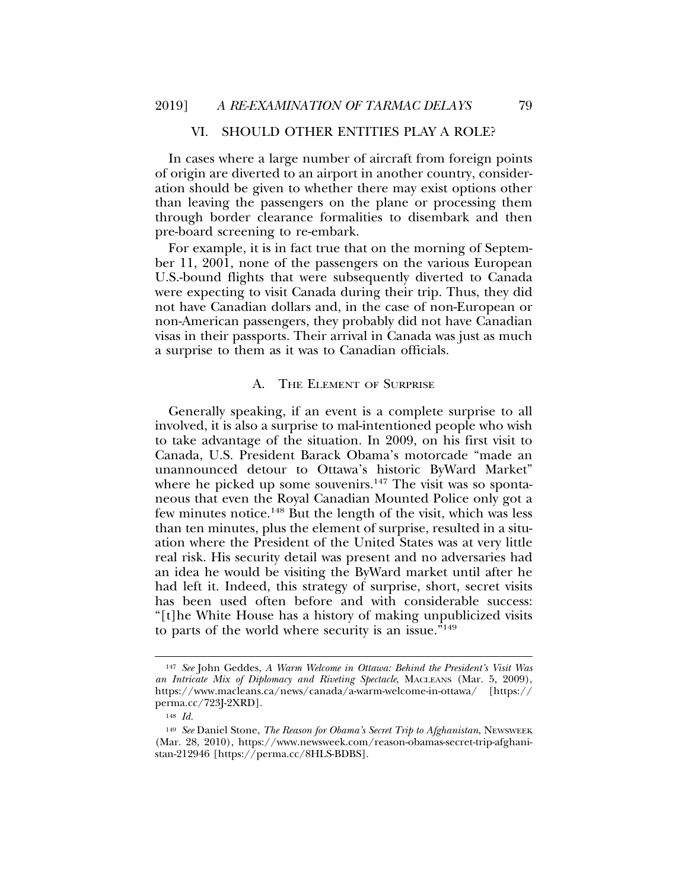## VI. SHOULD OTHER ENTITIES PLAY A ROLE?

In cases where a large number of aircraft from foreign points of origin are diverted to an airport in another country, consideration should be given to whether there may exist options other than leaving the passengers on the plane or processing them through border clearance formalities to disembark and then pre-board screening to re-embark.

For example, it is in fact true that on the morning of September 11, 2001, none of the passengers on the various European U.S.-bound flights that were subsequently diverted to Canada were expecting to visit Canada during their trip. Thus, they did not have Canadian dollars and, in the case of non-European or non-American passengers, they probably did not have Canadian visas in their passports. Their arrival in Canada was just as much a surprise to them as it was to Canadian officials.

### A. THE ELEMENT OF SURPRISE

Generally speaking, if an event is a complete surprise to all involved, it is also a surprise to mal-intentioned people who wish to take advantage of the situation. In 2009, on his first visit to Canada, U.S. President Barack Obama's motorcade "made an unannounced detour to Ottawa's historic ByWard Market" where he picked up some souvenirs.[147] The visit was so spontaneous that even the Royal Canadian Mounted Police only got a few minutes notice.[148] But the length of the visit, which was less than ten minutes, plus the element of surprise, resulted in a situation where the President of the United States was at very little real risk. His security detail was present and no adversaries had an idea he would be visiting the ByWard market until after he had left it. Indeed, this strategy of surprise, short, secret visits has been used often before and with considerable success: "[t]he White House has a history of making unpublicized visits to parts of the world where security is an issue."[149]

---

[147] *See* John Geddes, *A Warm Welcome in Ottawa: Behind the President's Visit Was an Intricate Mix of Diplomacy and Riveting Spectacle*, MACLEANS (Mar. 5, 2009), https://www.macleans.ca/news/canada/a-warm-welcome-in-ottawa/ [https://perma.cc/723J-2XRD].

[148] *Id.*

[149] *See* Daniel Stone, *The Reason for Obama's Secret Trip to Afghanistan*, NEWSWEEK (Mar. 28, 2010), https://www.newsweek.com/reason-obamas-secret-trip-afghanistan-212946 [https://perma.cc/8HLS-BDBS].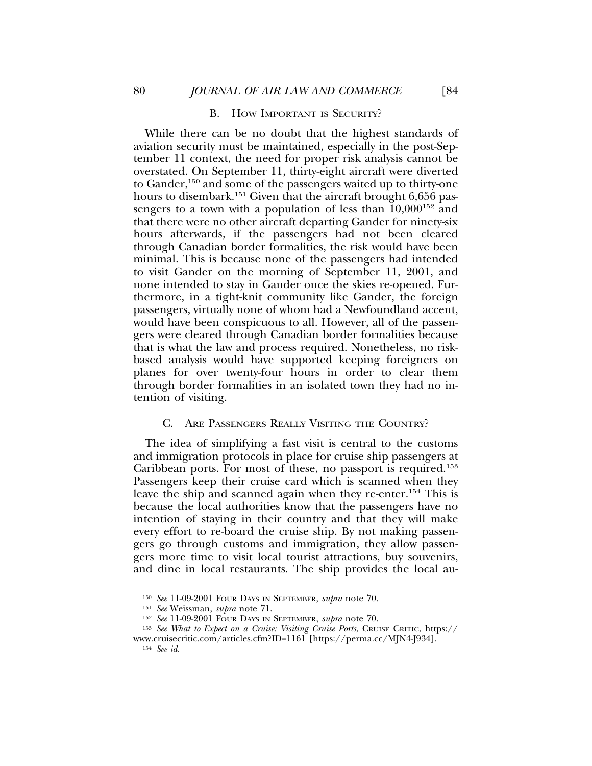### B. How Important is Security?

While there can be no doubt that the highest standards of aviation security must be maintained, especially in the post-September 11 context, the need for proper risk analysis cannot be overstated. On September 11, thirty-eight aircraft were diverted to Gander,[150] and some of the passengers waited up to thirty-one hours to disembark.[151] Given that the aircraft brought 6,656 passengers to a town with a population of less than 10,000[152] and that there were no other aircraft departing Gander for ninety-six hours afterwards, if the passengers had not been cleared through Canadian border formalities, the risk would have been minimal. This is because none of the passengers had intended to visit Gander on the morning of September 11, 2001, and none intended to stay in Gander once the skies re-opened. Furthermore, in a tight-knit community like Gander, the foreign passengers, virtually none of whom had a Newfoundland accent, would have been conspicuous to all. However, all of the passengers were cleared through Canadian border formalities because that is what the law and process required. Nonetheless, no risk-based analysis would have supported keeping foreigners on planes for over twenty-four hours in order to clear them through border formalities in an isolated town they had no intention of visiting.

### C. Are Passengers Really Visiting the Country?

The idea of simplifying a fast visit is central to the customs and immigration protocols in place for cruise ship passengers at Caribbean ports. For most of these, no passport is required.[153] Passengers keep their cruise card which is scanned when they leave the ship and scanned again when they re-enter.[154] This is because the local authorities know that the passengers have no intention of staying in their country and that they will make every effort to re-board the cruise ship. By not making passengers go through customs and immigration, they allow passengers more time to visit local tourist attractions, buy souvenirs, and dine in local restaurants. The ship provides the local au-

---

150 *See* 11-09-2001 Four Days in September, *supra* note 70.

151 *See* Weissman, *supra* note 71.

152 *See* 11-09-2001 Four Days in September, *supra* note 70.

153 *See What to Expect on a Cruise: Visiting Cruise Ports*, Cruise Critic, https://www.cruisecritic.com/articles.cfm?ID=1161 [https://perma.cc/MJN4-J934].

154 *See id.*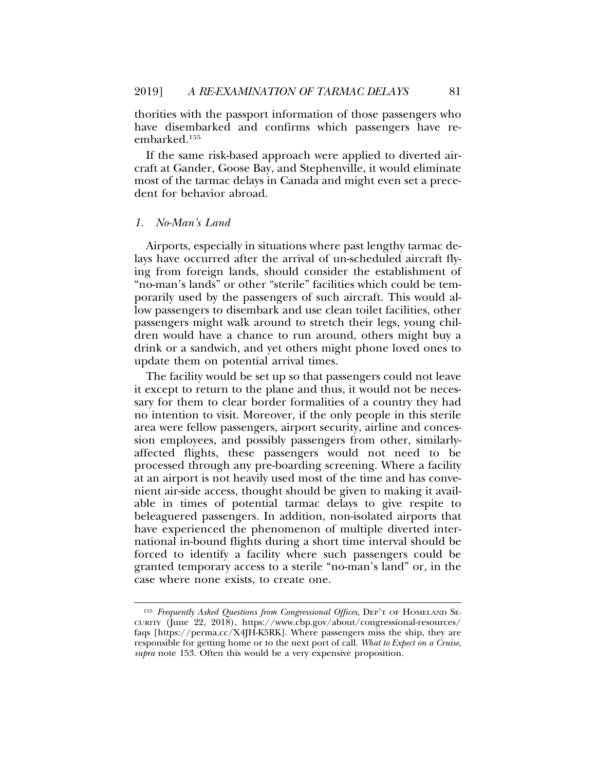thorities with the passport information of those passengers who have disembarked and confirms which passengers have re-embarked.[155]

If the same risk-based approach were applied to diverted aircraft at Gander, Goose Bay, and Stephenville, it would eliminate most of the tarmac delays in Canada and might even set a precedent for behavior abroad.

### *1. No-Man's Land*

Airports, especially in situations where past lengthy tarmac delays have occurred after the arrival of un-scheduled aircraft flying from foreign lands, should consider the establishment of "no-man's lands" or other "sterile" facilities which could be temporarily used by the passengers of such aircraft. This would allow passengers to disembark and use clean toilet facilities, other passengers might walk around to stretch their legs, young children would have a chance to run around, others might buy a drink or a sandwich, and yet others might phone loved ones to update them on potential arrival times.

The facility would be set up so that passengers could not leave it except to return to the plane and thus, it would not be necessary for them to clear border formalities of a country they had no intention to visit. Moreover, if the only people in this sterile area were fellow passengers, airport security, airline and concession employees, and possibly passengers from other, similarly-affected flights, these passengers would not need to be processed through any pre-boarding screening. Where a facility at an airport is not heavily used most of the time and has convenient air-side access, thought should be given to making it available in times of potential tarmac delays to give respite to beleaguered passengers. In addition, non-isolated airports that have experienced the phenomenon of multiple diverted international in-bound flights during a short time interval should be forced to identify a facility where such passengers could be granted temporary access to a sterile "no-man's land" or, in the case where none exists, to create one.

---

[155] *Frequently Asked Questions from Congressional Offices*, DEP'T OF HOMELAND SECURITY (June 22, 2018), https://www.cbp.gov/about/congressional-resources/faqs [https://perma.cc/X4JH-K5RK]. Where passengers miss the ship, they are responsible for getting home or to the next port of call. *What to Expect on a Cruise*, *supra* note 153. Often this would be a very expensive proposition.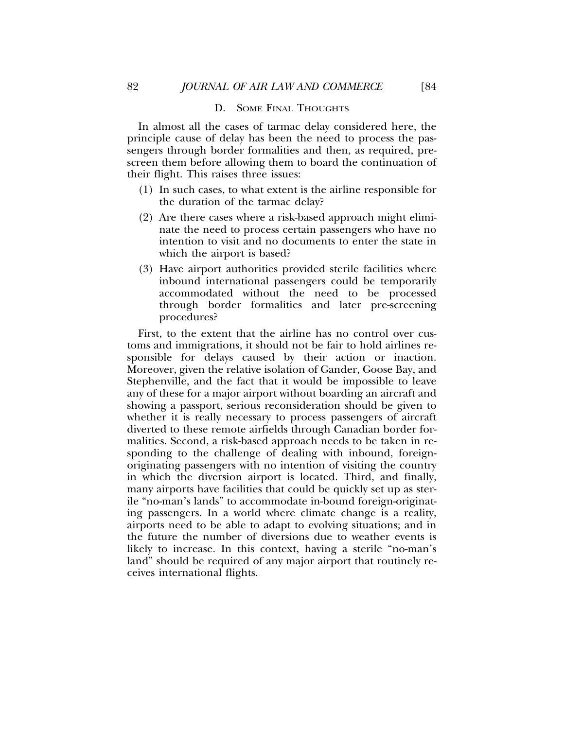### D. Some Final Thoughts

In almost all the cases of tarmac delay considered here, the principle cause of delay has been the need to process the passengers through border formalities and then, as required, pre-screen them before allowing them to board the continuation of their flight. This raises three issues:

(1) In such cases, to what extent is the airline responsible for the duration of the tarmac delay?

(2) Are there cases where a risk-based approach might eliminate the need to process certain passengers who have no intention to visit and no documents to enter the state in which the airport is based?

(3) Have airport authorities provided sterile facilities where inbound international passengers could be temporarily accommodated without the need to be processed through border formalities and later pre-screening procedures?

First, to the extent that the airline has no control over customs and immigrations, it should not be fair to hold airlines responsible for delays caused by their action or inaction. Moreover, given the relative isolation of Gander, Goose Bay, and Stephenville, and the fact that it would be impossible to leave any of these for a major airport without boarding an aircraft and showing a passport, serious reconsideration should be given to whether it is really necessary to process passengers of aircraft diverted to these remote airfields through Canadian border formalities. Second, a risk-based approach needs to be taken in responding to the challenge of dealing with inbound, foreign-originating passengers with no intention of visiting the country in which the diversion airport is located. Third, and finally, many airports have facilities that could be quickly set up as sterile "no-man's lands" to accommodate in-bound foreign-originating passengers. In a world where climate change is a reality, airports need to be able to adapt to evolving situations; and in the future the number of diversions due to weather events is likely to increase. In this context, having a sterile "no-man's land" should be required of any major airport that routinely receives international flights.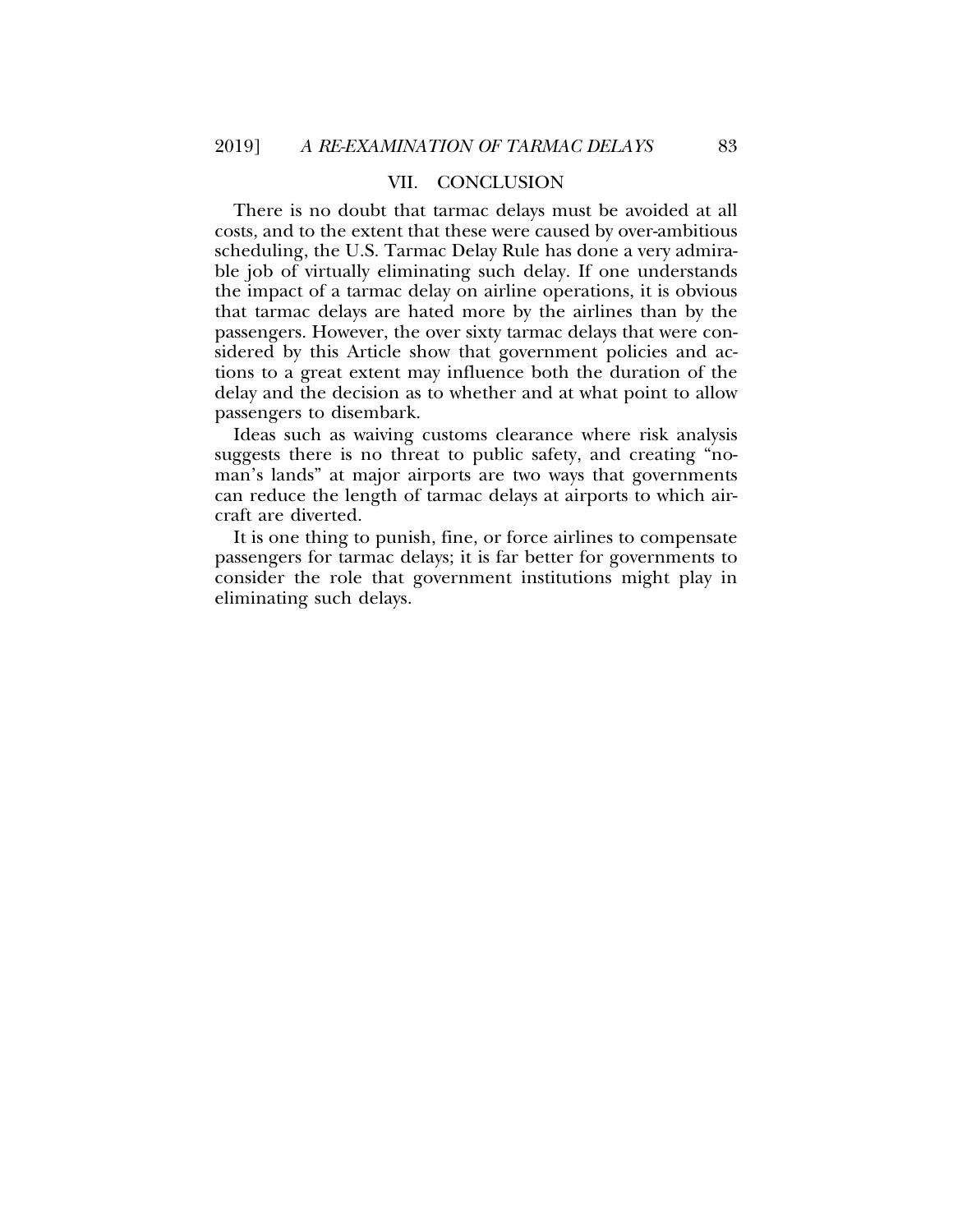## VII. CONCLUSION

There is no doubt that tarmac delays must be avoided at all costs, and to the extent that these were caused by over-ambitious scheduling, the U.S. Tarmac Delay Rule has done a very admirable job of virtually eliminating such delay. If one understands the impact of a tarmac delay on airline operations, it is obvious that tarmac delays are hated more by the airlines than by the passengers. However, the over sixty tarmac delays that were considered by this Article show that government policies and actions to a great extent may influence both the duration of the delay and the decision as to whether and at what point to allow passengers to disembark.

Ideas such as waiving customs clearance where risk analysis suggests there is no threat to public safety, and creating "no-man's lands" at major airports are two ways that governments can reduce the length of tarmac delays at airports to which aircraft are diverted.

It is one thing to punish, fine, or force airlines to compensate passengers for tarmac delays; it is far better for governments to consider the role that government institutions might play in eliminating such delays.